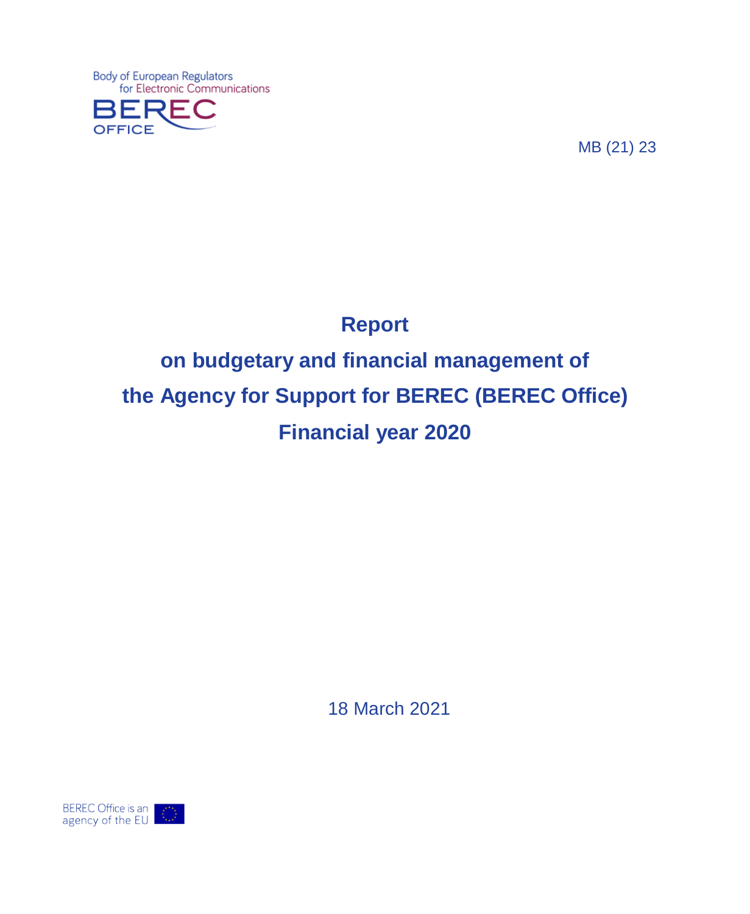Body of European Regulators
for Electronic Communications

BEREC
OFFICE

MB (21) 23

# Report

# on budgetary and financial management of the Agency for Support for BEREC (BEREC Office) Financial year 2020

18 March 2021

BEREC Office is an agency of the EU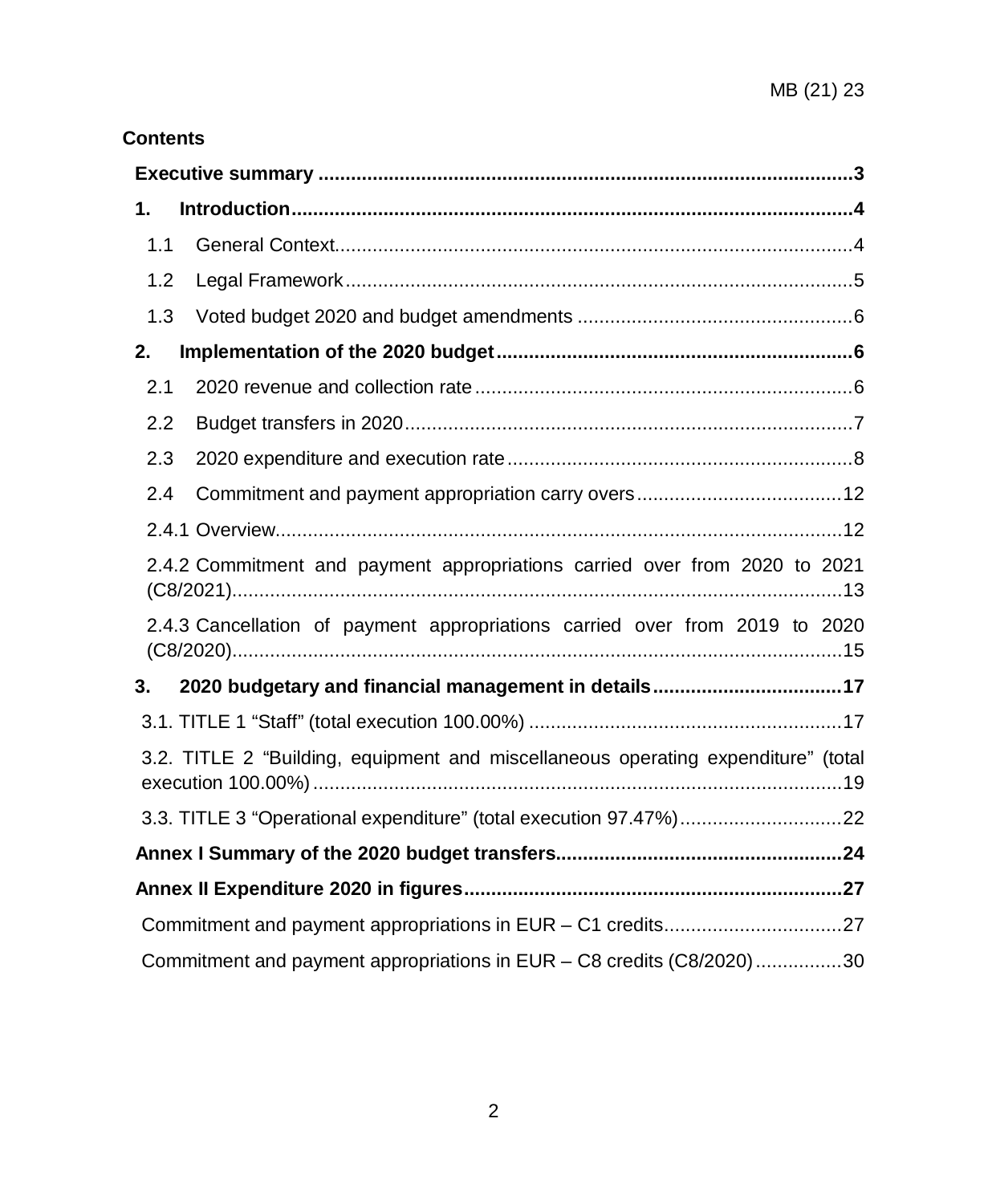**Contents**

**Executive summary ... 3**

**1. Introduction ... 4**

- 1.1 General Context ... 4
- 1.2 Legal Framework ... 5
- 1.3 Voted budget 2020 and budget amendments ... 6

**2. Implementation of the 2020 budget ... 6**

- 2.1 2020 revenue and collection rate ... 6
- 2.2 Budget transfers in 2020 ... 7
- 2.3 2020 expenditure and execution rate ... 8
- 2.4 Commitment and payment appropriation carry overs ... 12
  - 2.4.1 Overview ... 12
  - 2.4.2 Commitment and payment appropriations carried over from 2020 to 2021 (C8/2021) ... 13
  - 2.4.3 Cancellation of payment appropriations carried over from 2019 to 2020 (C8/2020) ... 15

**3. 2020 budgetary and financial management in details ... 17**

- 3.1. TITLE 1 “Staff” (total execution 100.00%) ... 17
- 3.2. TITLE 2 “Building, equipment and miscellaneous operating expenditure” (total execution 100.00%) ... 19
- 3.3. TITLE 3 “Operational expenditure” (total execution 97.47%) ... 22

**Annex I Summary of the 2020 budget transfers ... 24**

**Annex II Expenditure 2020 in figures ... 27**

- Commitment and payment appropriations in EUR – C1 credits ... 27
- Commitment and payment appropriations in EUR – C8 credits (C8/2020) ... 30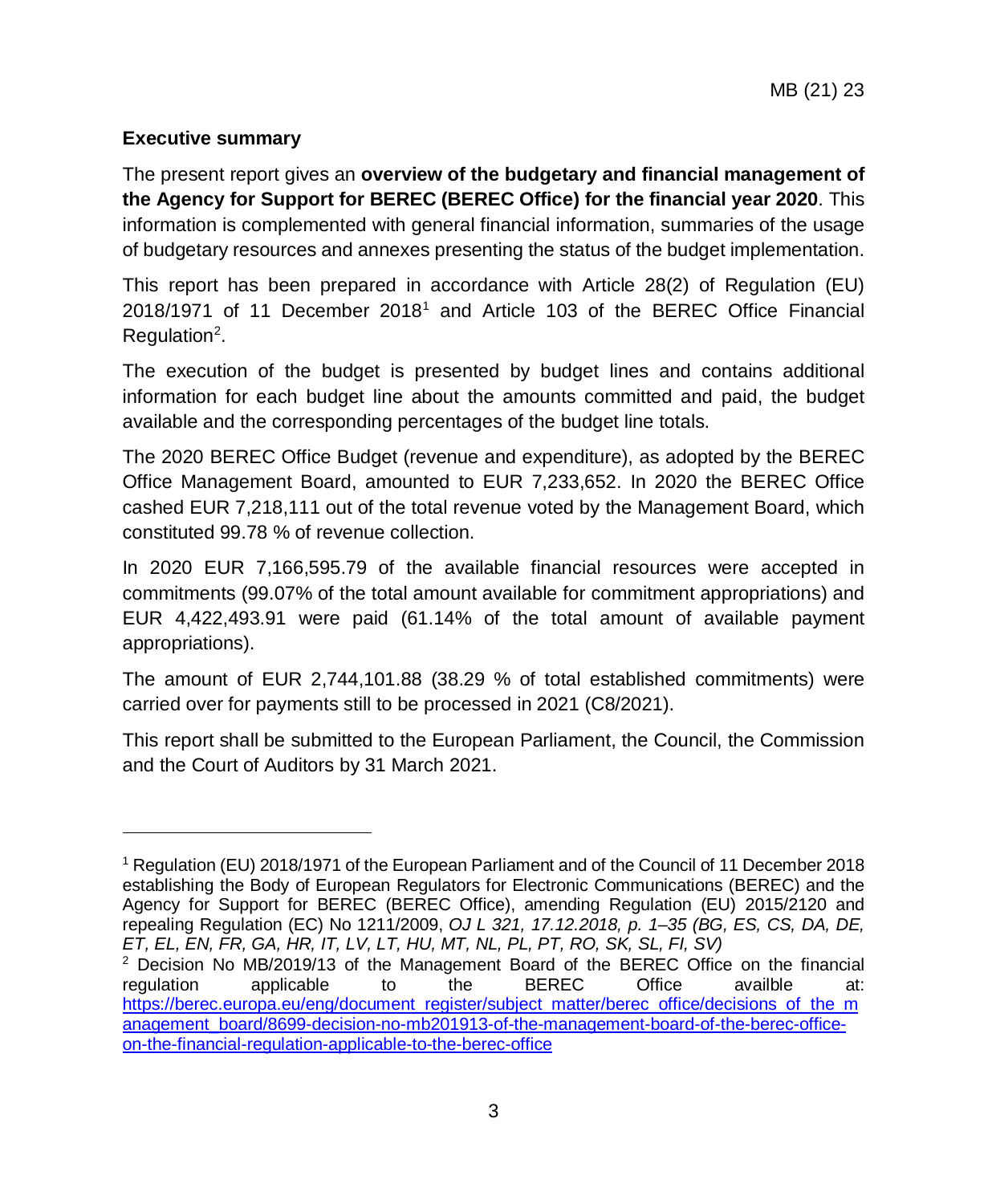**Executive summary**

The present report gives an **overview of the budgetary and financial management of the Agency for Support for BEREC (BEREC Office) for the financial year 2020**. This information is complemented with general financial information, summaries of the usage of budgetary resources and annexes presenting the status of the budget implementation.

This report has been prepared in accordance with Article 28(2) of Regulation (EU) 2018/1971 of 11 December 2018[1] and Article 103 of the BEREC Office Financial Regulation[2].

The execution of the budget is presented by budget lines and contains additional information for each budget line about the amounts committed and paid, the budget available and the corresponding percentages of the budget line totals.

The 2020 BEREC Office Budget (revenue and expenditure), as adopted by the BEREC Office Management Board, amounted to EUR 7,233,652. In 2020 the BEREC Office cashed EUR 7,218,111 out of the total revenue voted by the Management Board, which constituted 99.78 % of revenue collection.

In 2020 EUR 7,166,595.79 of the available financial resources were accepted in commitments (99.07% of the total amount available for commitment appropriations) and EUR 4,422,493.91 were paid (61.14% of the total amount of available payment appropriations).

The amount of EUR 2,744,101.88 (38.29 % of total established commitments) were carried over for payments still to be processed in 2021 (C8/2021).

This report shall be submitted to the European Parliament, the Council, the Commission and the Court of Auditors by 31 March 2021.

---

[1] Regulation (EU) 2018/1971 of the European Parliament and of the Council of 11 December 2018 establishing the Body of European Regulators for Electronic Communications (BEREC) and the Agency for Support for BEREC (BEREC Office), amending Regulation (EU) 2015/2120 and repealing Regulation (EC) No 1211/2009, *OJ L 321, 17.12.2018, p. 1–35 (BG, ES, CS, DA, DE, ET, EL, EN, FR, GA, HR, IT, LV, LT, HU, MT, NL, PL, PT, RO, SK, SL, FI, SV)*

[2] Decision No MB/2019/13 of the Management Board of the BEREC Office on the financial regulation applicable to the BEREC Office availble at: https://berec.europa.eu/eng/document_register/subject_matter/berec_office/decisions_of_the_management_board/8699-decision-no-mb201913-of-the-management-board-of-the-berec-office-on-the-financial-regulation-applicable-to-the-berec-office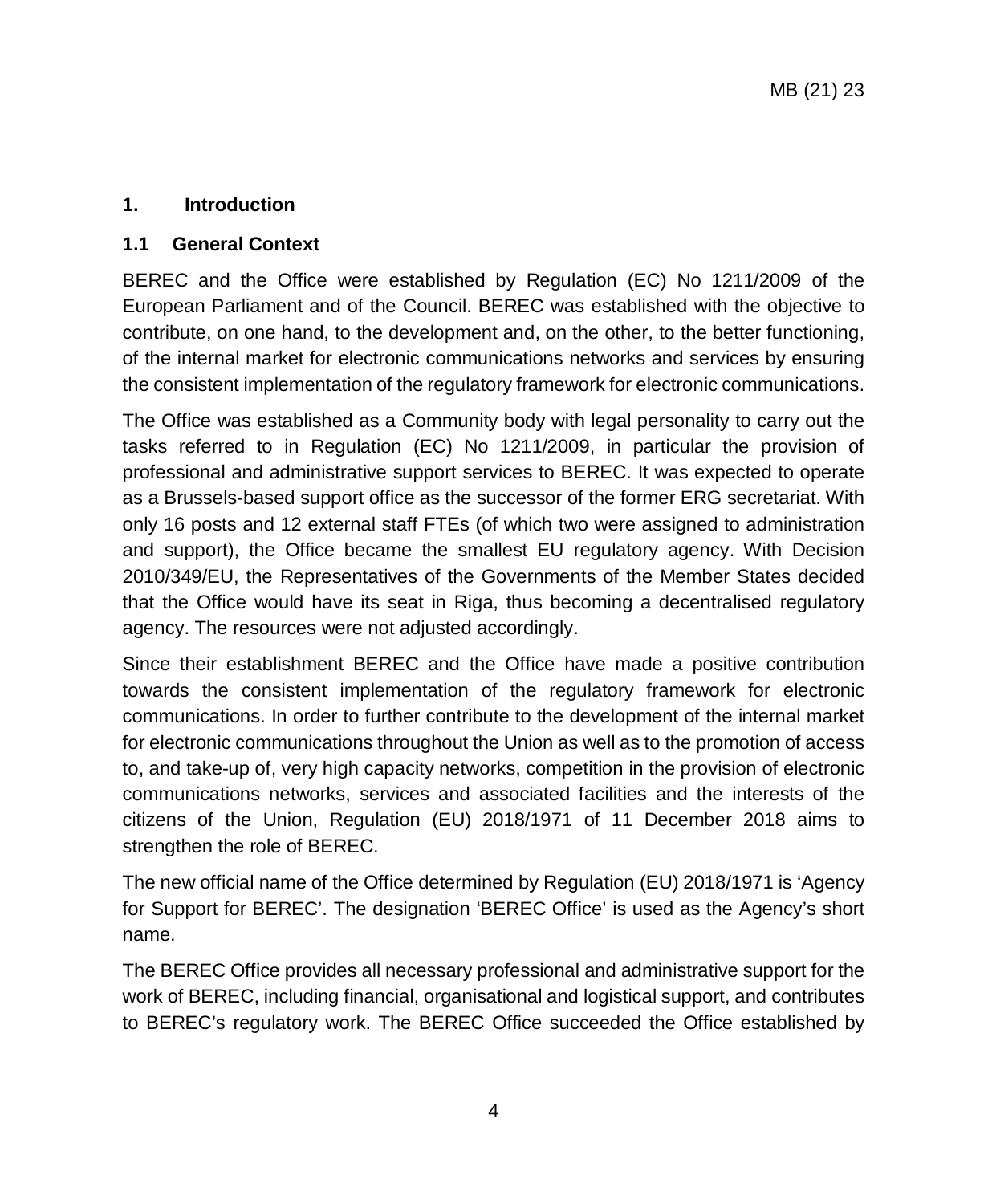# 1. Introduction

## 1.1 General Context

BEREC and the Office were established by Regulation (EC) No 1211/2009 of the European Parliament and of the Council. BEREC was established with the objective to contribute, on one hand, to the development and, on the other, to the better functioning, of the internal market for electronic communications networks and services by ensuring the consistent implementation of the regulatory framework for electronic communications.

The Office was established as a Community body with legal personality to carry out the tasks referred to in Regulation (EC) No 1211/2009, in particular the provision of professional and administrative support services to BEREC. It was expected to operate as a Brussels-based support office as the successor of the former ERG secretariat. With only 16 posts and 12 external staff FTEs (of which two were assigned to administration and support), the Office became the smallest EU regulatory agency. With Decision 2010/349/EU, the Representatives of the Governments of the Member States decided that the Office would have its seat in Riga, thus becoming a decentralised regulatory agency. The resources were not adjusted accordingly.

Since their establishment BEREC and the Office have made a positive contribution towards the consistent implementation of the regulatory framework for electronic communications. In order to further contribute to the development of the internal market for electronic communications throughout the Union as well as to the promotion of access to, and take-up of, very high capacity networks, competition in the provision of electronic communications networks, services and associated facilities and the interests of the citizens of the Union, Regulation (EU) 2018/1971 of 11 December 2018 aims to strengthen the role of BEREC.

The new official name of the Office determined by Regulation (EU) 2018/1971 is 'Agency for Support for BEREC'. The designation 'BEREC Office' is used as the Agency's short name.

The BEREC Office provides all necessary professional and administrative support for the work of BEREC, including financial, organisational and logistical support, and contributes to BEREC's regulatory work. The BEREC Office succeeded the Office established by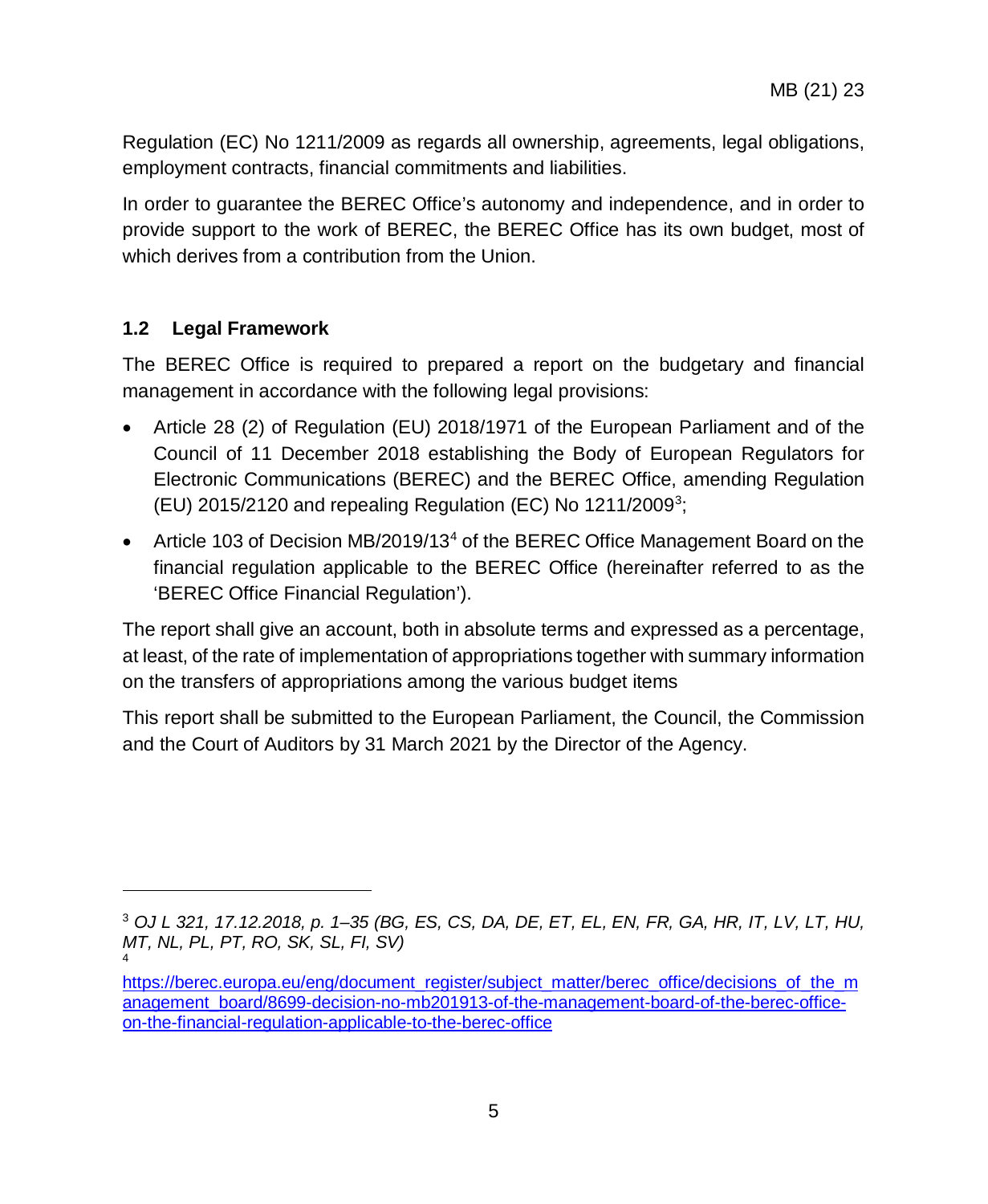Regulation (EC) No 1211/2009 as regards all ownership, agreements, legal obligations, employment contracts, financial commitments and liabilities.

In order to guarantee the BEREC Office's autonomy and independence, and in order to provide support to the work of BEREC, the BEREC Office has its own budget, most of which derives from a contribution from the Union.

## 1.2 Legal Framework

The BEREC Office is required to prepared a report on the budgetary and financial management in accordance with the following legal provisions:

- Article 28 (2) of Regulation (EU) 2018/1971 of the European Parliament and of the Council of 11 December 2018 establishing the Body of European Regulators for Electronic Communications (BEREC) and the BEREC Office, amending Regulation (EU) 2015/2120 and repealing Regulation (EC) No 1211/2009[3];
- Article 103 of Decision MB/2019/13[4] of the BEREC Office Management Board on the financial regulation applicable to the BEREC Office (hereinafter referred to as the 'BEREC Office Financial Regulation').

The report shall give an account, both in absolute terms and expressed as a percentage, at least, of the rate of implementation of appropriations together with summary information on the transfers of appropriations among the various budget items

This report shall be submitted to the European Parliament, the Council, the Commission and the Court of Auditors by 31 March 2021 by the Director of the Agency.

---

[3] *OJ L 321, 17.12.2018, p. 1–35 (BG, ES, CS, DA, DE, ET, EL, EN, FR, GA, HR, IT, LV, LT, HU, MT, NL, PL, PT, RO, SK, SL, FI, SV)*

[4] https://berec.europa.eu/eng/document_register/subject_matter/berec_office/decisions_of_the_management_board/8699-decision-no-mb201913-of-the-management-board-of-the-berec-office-on-the-financial-regulation-applicable-to-the-berec-office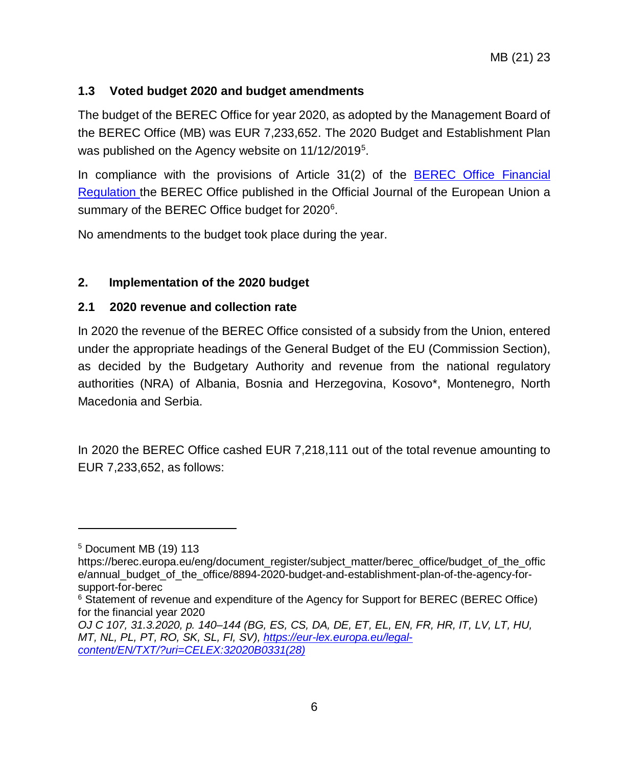### 1.3 Voted budget 2020 and budget amendments

The budget of the BEREC Office for year 2020, as adopted by the Management Board of the BEREC Office (MB) was EUR 7,233,652. The 2020 Budget and Establishment Plan was published on the Agency website on 11/12/2019[5].

In compliance with the provisions of Article 31(2) of the BEREC Office Financial Regulation the BEREC Office published in the Official Journal of the European Union a summary of the BEREC Office budget for 2020[6].

No amendments to the budget took place during the year.

## 2. Implementation of the 2020 budget

### 2.1 2020 revenue and collection rate

In 2020 the revenue of the BEREC Office consisted of a subsidy from the Union, entered under the appropriate headings of the General Budget of the EU (Commission Section), as decided by the Budgetary Authority and revenue from the national regulatory authorities (NRA) of Albania, Bosnia and Herzegovina, Kosovo*, Montenegro, North Macedonia and Serbia.

In 2020 the BEREC Office cashed EUR 7,218,111 out of the total revenue amounting to EUR 7,233,652, as follows:

---

[5] Document MB (19) 113
https://berec.europa.eu/eng/document_register/subject_matter/berec_office/budget_of_the_office/annual_budget_of_the_office/8894-2020-budget-and-establishment-plan-of-the-agency-for-support-for-berec

[6] Statement of revenue and expenditure of the Agency for Support for BEREC (BEREC Office) for the financial year 2020
*OJ C 107, 31.3.2020, p. 140–144 (BG, ES, CS, DA, DE, ET, EL, EN, FR, HR, IT, LV, LT, HU, MT, NL, PL, PT, RO, SK, SL, FI, SV), https://eur-lex.europa.eu/legal-content/EN/TXT/?uri=CELEX:32020B0331(28)*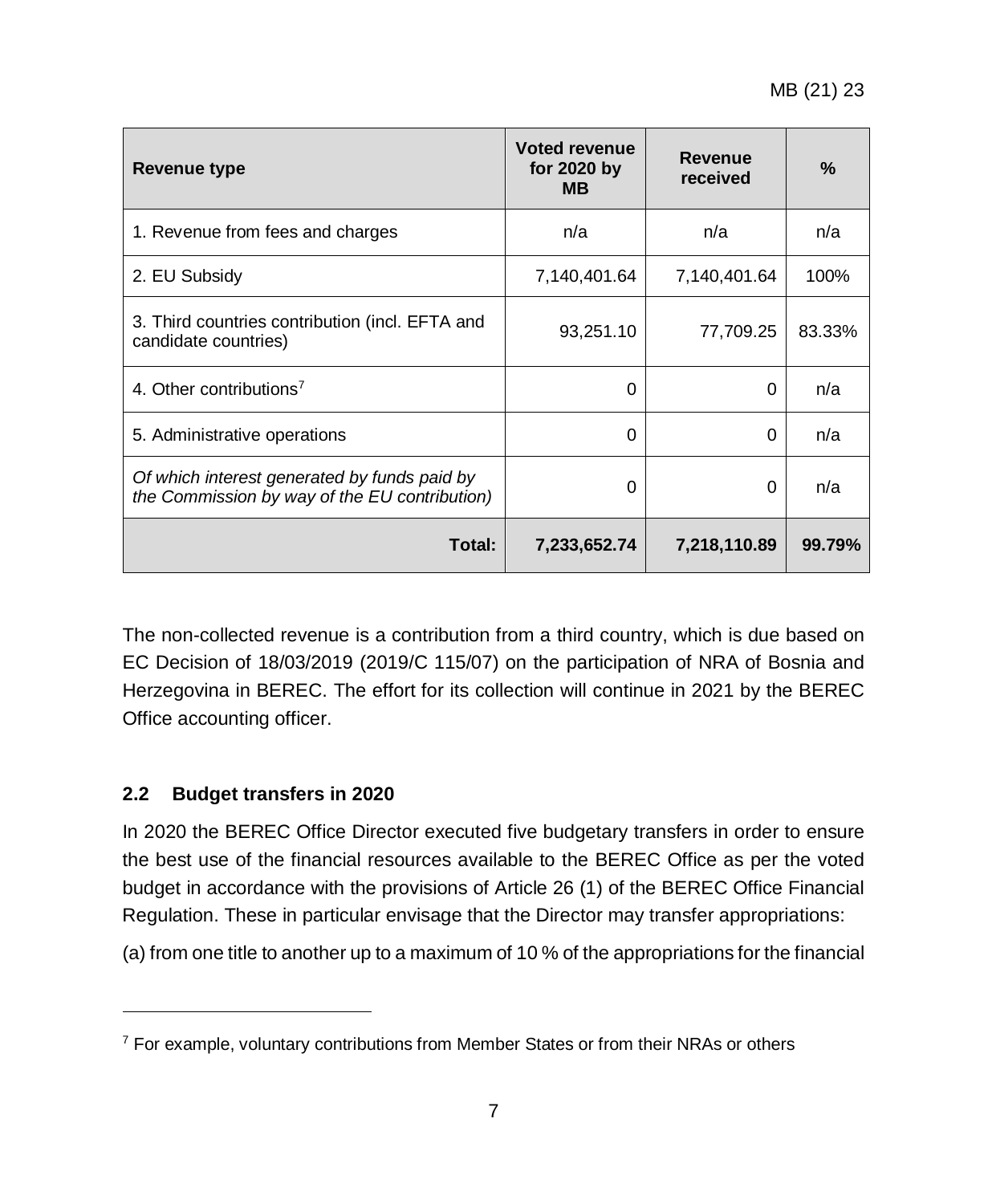| Revenue type | Voted revenue for 2020 by MB | Revenue received | % |
|---|---|---|---|
| 1. Revenue from fees and charges | n/a | n/a | n/a |
| 2. EU Subsidy | 7,140,401.64 | 7,140,401.64 | 100% |
| 3. Third countries contribution (incl. EFTA and candidate countries) | 93,251.10 | 77,709.25 | 83.33% |
| 4. Other contributions[7] | 0 | 0 | n/a |
| 5. Administrative operations | 0 | 0 | n/a |
| *Of which interest generated by funds paid by the Commission by way of the EU contribution)* | 0 | 0 | n/a |
| **Total:** | **7,233,652.74** | **7,218,110.89** | **99.79%** |

The non-collected revenue is a contribution from a third country, which is due based on EC Decision of 18/03/2019 (2019/C 115/07) on the participation of NRA of Bosnia and Herzegovina in BEREC. The effort for its collection will continue in 2021 by the BEREC Office accounting officer.

### 2.2 Budget transfers in 2020

In 2020 the BEREC Office Director executed five budgetary transfers in order to ensure the best use of the financial resources available to the BEREC Office as per the voted budget in accordance with the provisions of Article 26 (1) of the BEREC Office Financial Regulation. These in particular envisage that the Director may transfer appropriations:

(a) from one title to another up to a maximum of 10 % of the appropriations for the financial

[7] For example, voluntary contributions from Member States or from their NRAs or others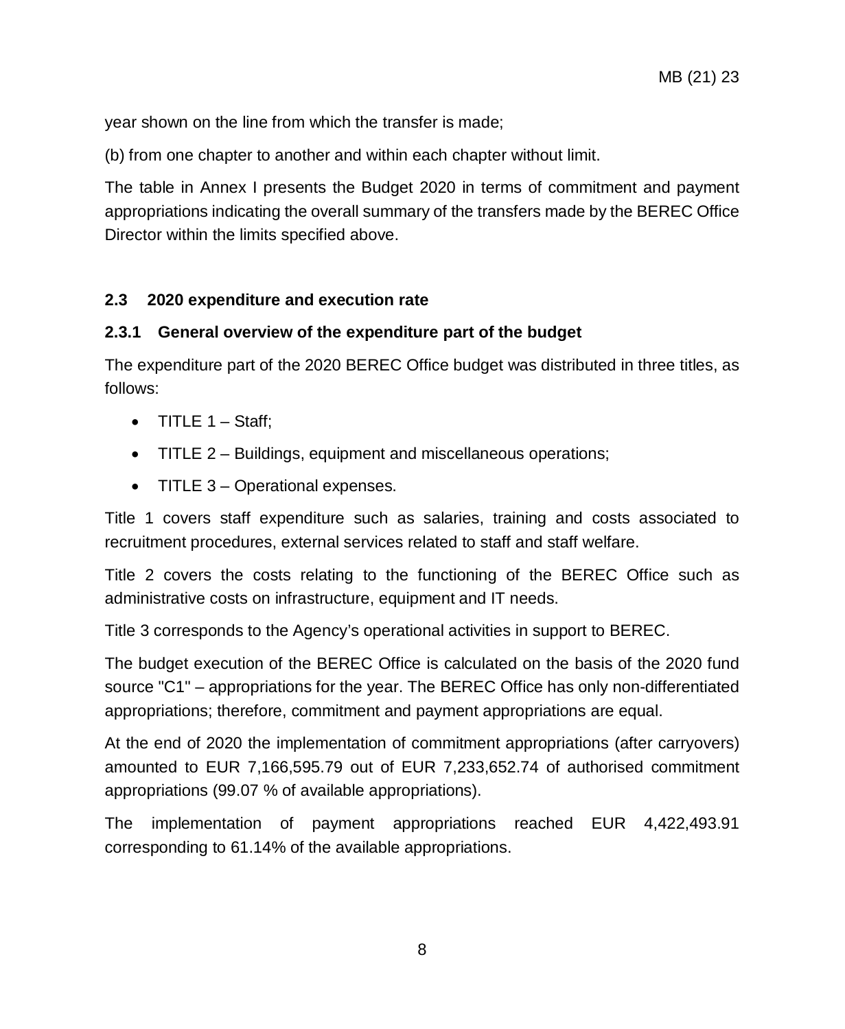year shown on the line from which the transfer is made;

(b) from one chapter to another and within each chapter without limit.

The table in Annex I presents the Budget 2020 in terms of commitment and payment appropriations indicating the overall summary of the transfers made by the BEREC Office Director within the limits specified above.

### 2.3 2020 expenditure and execution rate

#### 2.3.1 General overview of the expenditure part of the budget

The expenditure part of the 2020 BEREC Office budget was distributed in three titles, as follows:

- TITLE 1 – Staff;
- TITLE 2 – Buildings, equipment and miscellaneous operations;
- TITLE 3 – Operational expenses.

Title 1 covers staff expenditure such as salaries, training and costs associated to recruitment procedures, external services related to staff and staff welfare.

Title 2 covers the costs relating to the functioning of the BEREC Office such as administrative costs on infrastructure, equipment and IT needs.

Title 3 corresponds to the Agency's operational activities in support to BEREC.

The budget execution of the BEREC Office is calculated on the basis of the 2020 fund source "C1" – appropriations for the year. The BEREC Office has only non-differentiated appropriations; therefore, commitment and payment appropriations are equal.

At the end of 2020 the implementation of commitment appropriations (after carryovers) amounted to EUR 7,166,595.79 out of EUR 7,233,652.74 of authorised commitment appropriations (99.07 % of available appropriations).

The implementation of payment appropriations reached EUR 4,422,493.91 corresponding to 61.14% of the available appropriations.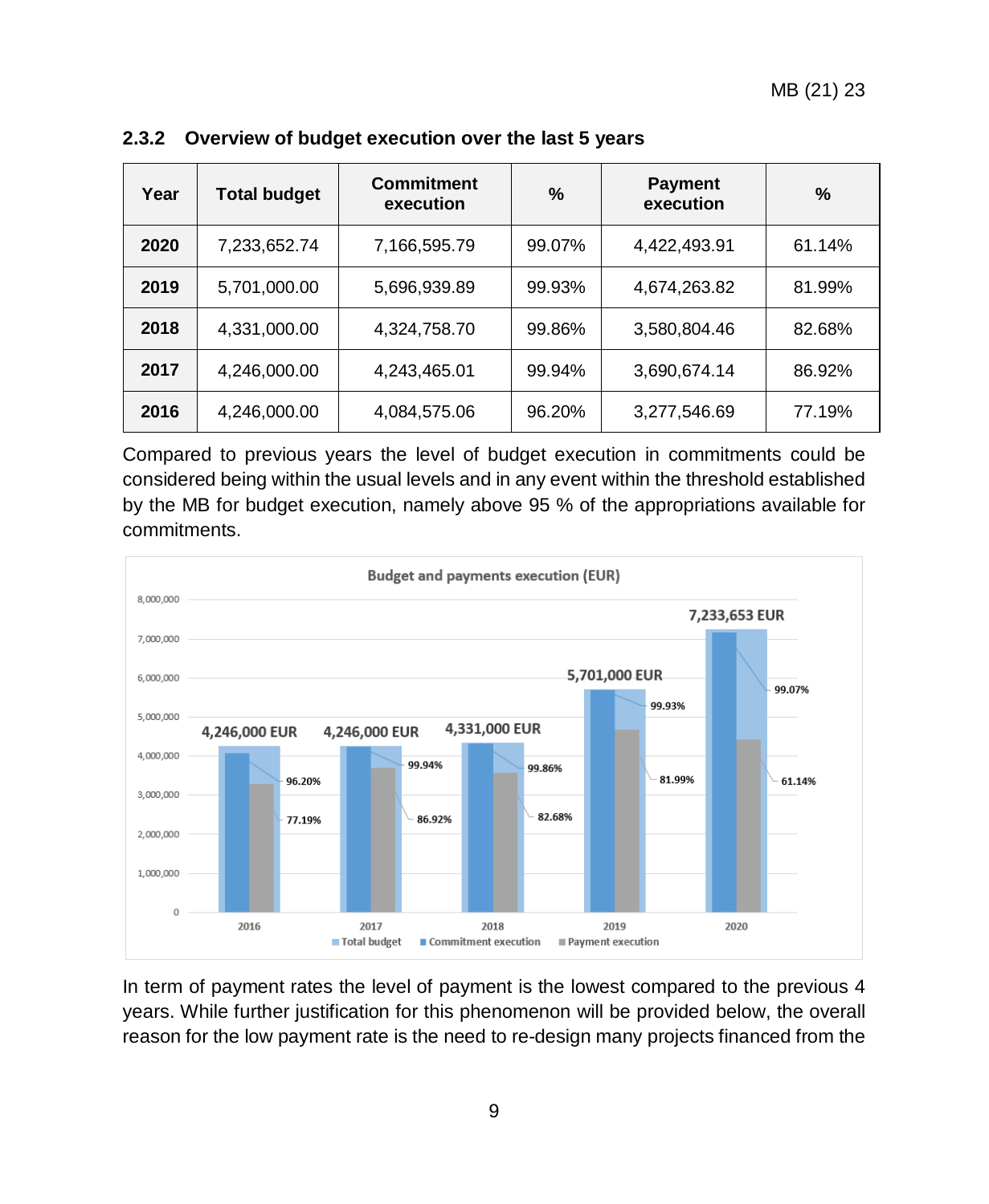### 2.3.2 Overview of budget execution over the last 5 years

| Year | Total budget | Commitment execution | % | Payment execution | % |
|---|---|---|---|---|---|
| **2020** | 7,233,652.74 | 7,166,595.79 | 99.07% | 4,422,493.91 | 61.14% |
| **2019** | 5,701,000.00 | 5,696,939.89 | 99.93% | 4,674,263.82 | 81.99% |
| **2018** | 4,331,000.00 | 4,324,758.70 | 99.86% | 3,580,804.46 | 82.68% |
| **2017** | 4,246,000.00 | 4,243,465.01 | 99.94% | 3,690,674.14 | 86.92% |
| **2016** | 4,246,000.00 | 4,084,575.06 | 96.20% | 3,277,546.69 | 77.19% |

Compared to previous years the level of budget execution in commitments could be considered being within the usual levels and in any event within the threshold established by the MB for budget execution, namely above 95 % of the appropriations available for commitments.

In term of payment rates the level of payment is the lowest compared to the previous 4 years. While further justification for this phenomenon will be provided below, the overall reason for the low payment rate is the need to re-design many projects financed from the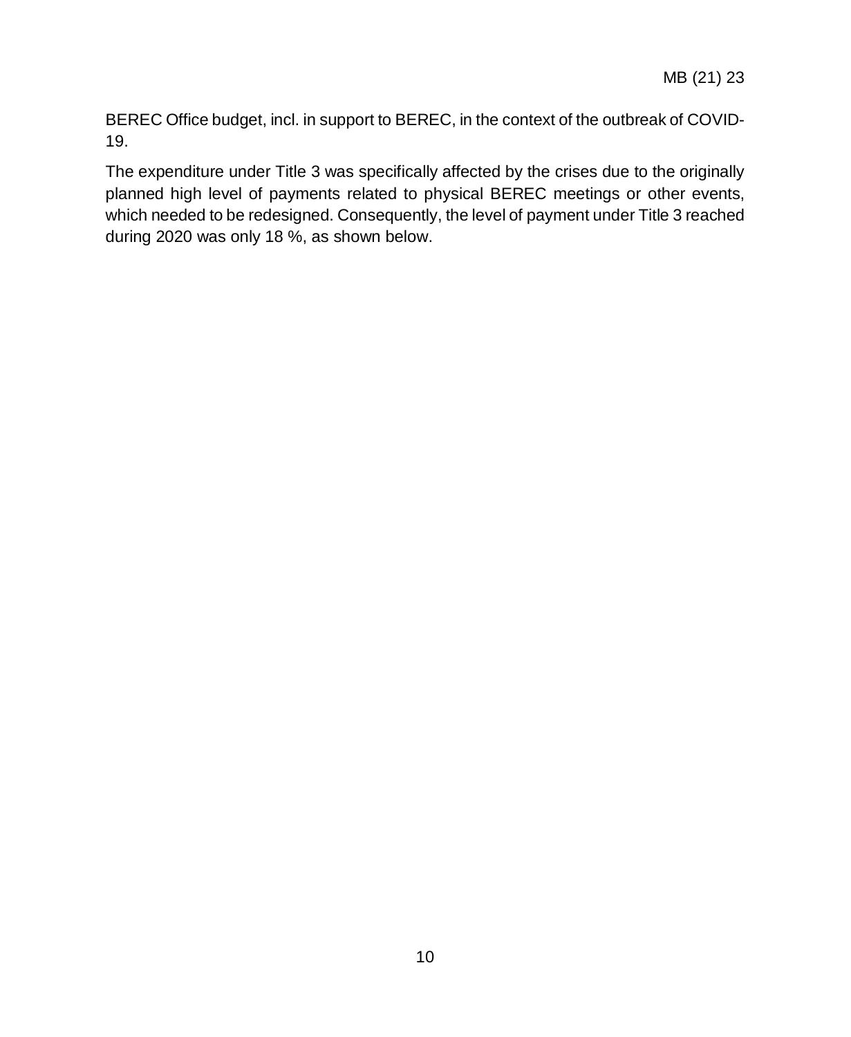BEREC Office budget, incl. in support to BEREC, in the context of the outbreak of COVID-19.

The expenditure under Title 3 was specifically affected by the crises due to the originally planned high level of payments related to physical BEREC meetings or other events, which needed to be redesigned. Consequently, the level of payment under Title 3 reached during 2020 was only 18 %, as shown below.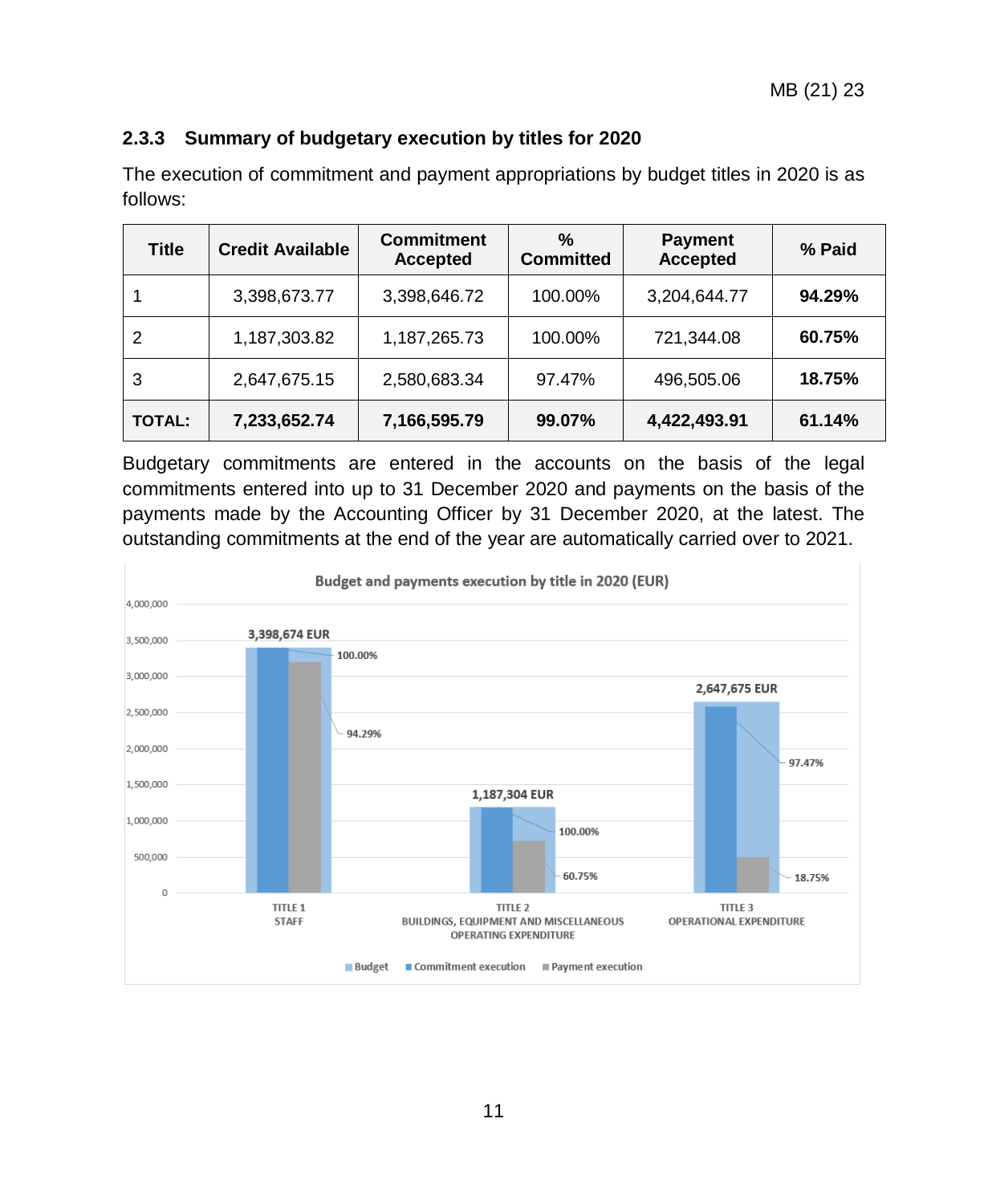### 2.3.3 Summary of budgetary execution by titles for 2020

The execution of commitment and payment appropriations by budget titles in 2020 is as follows:

| Title | Credit Available | Commitment Accepted | % Committed | Payment Accepted | % Paid |
|---|---|---|---|---|---|
| 1 | 3,398,673.77 | 3,398,646.72 | 100.00% | 3,204,644.77 | **94.29%** |
| 2 | 1,187,303.82 | 1,187,265.73 | 100.00% | 721,344.08 | **60.75%** |
| 3 | 2,647,675.15 | 2,580,683.34 | 97.47% | 496,505.06 | **18.75%** |
| **TOTAL:** | **7,233,652.74** | **7,166,595.79** | **99.07%** | **4,422,493.91** | **61.14%** |

Budgetary commitments are entered in the accounts on the basis of the legal commitments entered into up to 31 December 2020 and payments on the basis of the payments made by the Accounting Officer by 31 December 2020, at the latest. The outstanding commitments at the end of the year are automatically carried over to 2021.

**Budget and payments execution by title in 2020 (EUR)**

| Title | Budget | Commitment execution | Payment execution |
|---|---|---|---|
| TITLE 1 STAFF | 3,398,674 EUR | 100.00% | 94.29% |
| TITLE 2 BUILDINGS, EQUIPMENT AND MISCELLANEOUS OPERATING EXPENDITURE | 1,187,304 EUR | 100.00% | 60.75% |
| TITLE 3 OPERATIONAL EXPENDITURE | 2,647,675 EUR | 97.47% | 18.75% |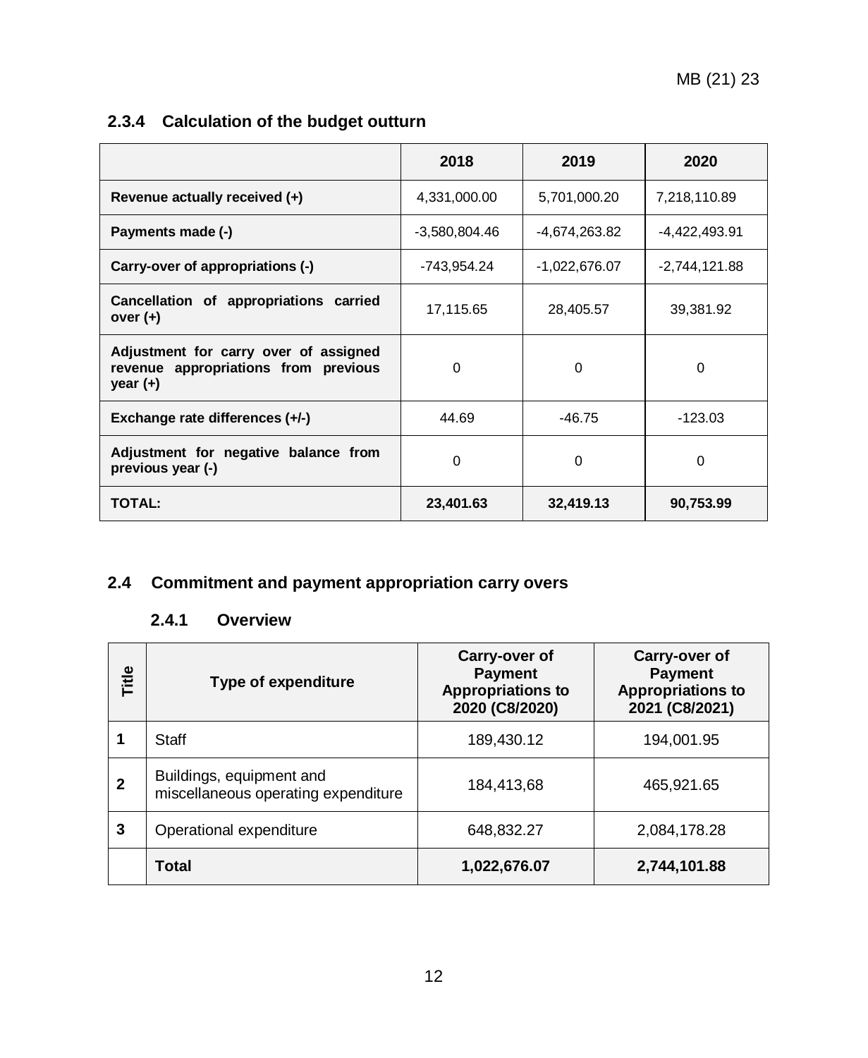### 2.3.4 Calculation of the budget outturn

| | 2018 | 2019 | 2020 |
|---|---|---|---|
| **Revenue actually received (+)** | 4,331,000.00 | 5,701,000.20 | 7,218,110.89 |
| **Payments made (-)** | -3,580,804.46 | -4,674,263.82 | -4,422,493.91 |
| **Carry-over of appropriations (-)** | -743,954.24 | -1,022,676.07 | -2,744,121.88 |
| **Cancellation of appropriations carried over (+)** | 17,115.65 | 28,405.57 | 39,381.92 |
| **Adjustment for carry over of assigned revenue appropriations from previous year (+)** | 0 | 0 | 0 |
| **Exchange rate differences (+/-)** | 44.69 | -46.75 | -123.03 |
| **Adjustment for negative balance from previous year (-)** | 0 | 0 | 0 |
| **TOTAL:** | **23,401.63** | **32,419.13** | **90,753.99** |

## 2.4 Commitment and payment appropriation carry overs

### 2.4.1 Overview

| Title | Type of expenditure | Carry-over of Payment Appropriations to 2020 (C8/2020) | Carry-over of Payment Appropriations to 2021 (C8/2021) |
|---|---|---|---|
| **1** | Staff | 189,430.12 | 194,001.95 |
| **2** | Buildings, equipment and miscellaneous operating expenditure | 184,413,68 | 465,921.65 |
| **3** | Operational expenditure | 648,832.27 | 2,084,178.28 |
| | **Total** | **1,022,676.07** | **2,744,101.88** |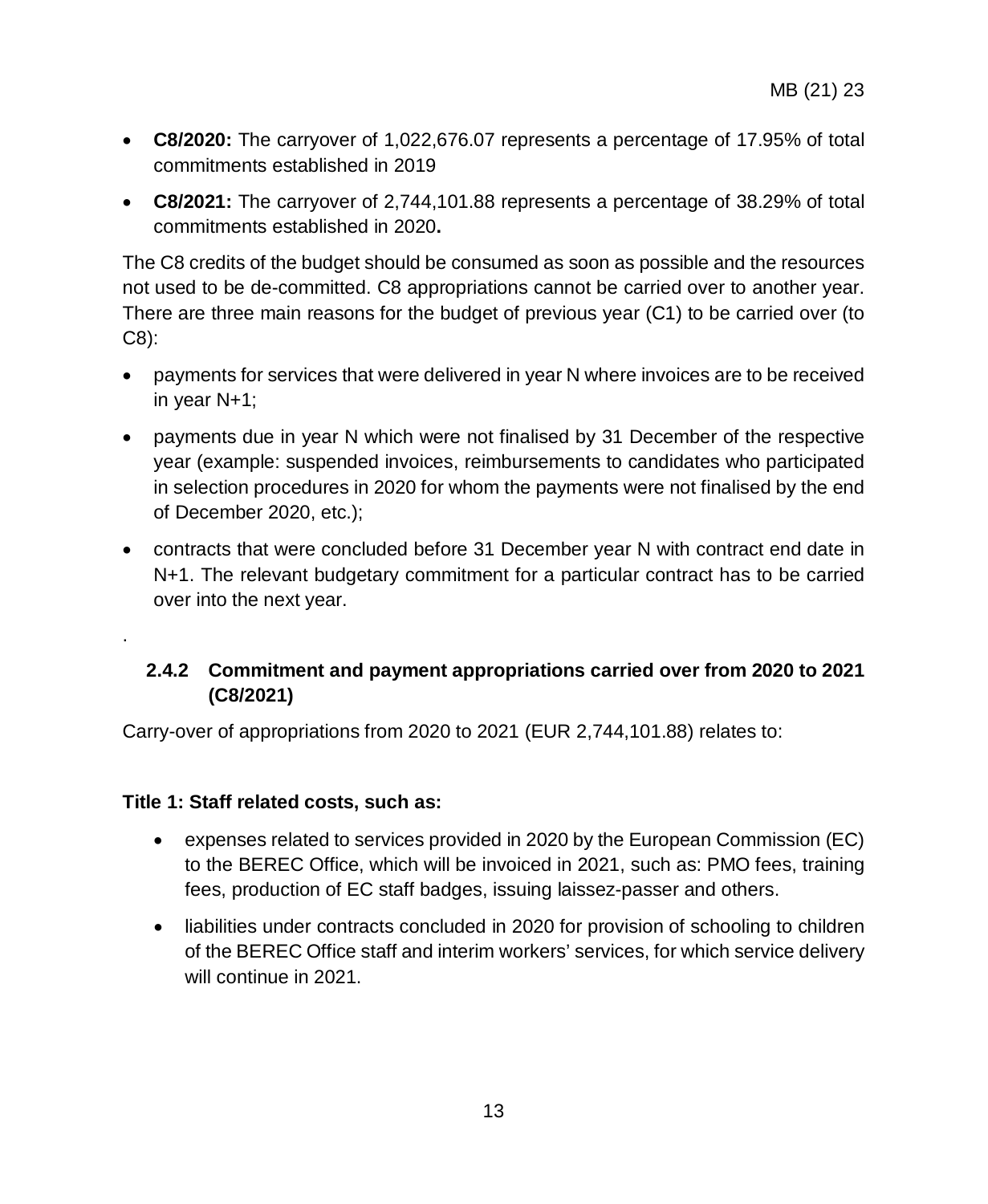- **C8/2020:** The carryover of 1,022,676.07 represents a percentage of 17.95% of total commitments established in 2019
- **C8/2021:** The carryover of 2,744,101.88 represents a percentage of 38.29% of total commitments established in 2020**.**

The C8 credits of the budget should be consumed as soon as possible and the resources not used to be de-committed. C8 appropriations cannot be carried over to another year. There are three main reasons for the budget of previous year (C1) to be carried over (to C8):

- payments for services that were delivered in year N where invoices are to be received in year N+1;
- payments due in year N which were not finalised by 31 December of the respective year (example: suspended invoices, reimbursements to candidates who participated in selection procedures in 2020 for whom the payments were not finalised by the end of December 2020, etc.);
- contracts that were concluded before 31 December year N with contract end date in N+1. The relevant budgetary commitment for a particular contract has to be carried over into the next year.

.

### 2.4.2 Commitment and payment appropriations carried over from 2020 to 2021 (C8/2021)

Carry-over of appropriations from 2020 to 2021 (EUR 2,744,101.88) relates to:

**Title 1: Staff related costs, such as:**

- expenses related to services provided in 2020 by the European Commission (EC) to the BEREC Office, which will be invoiced in 2021, such as: PMO fees, training fees, production of EC staff badges, issuing laissez-passer and others.
- liabilities under contracts concluded in 2020 for provision of schooling to children of the BEREC Office staff and interim workers' services, for which service delivery will continue in 2021.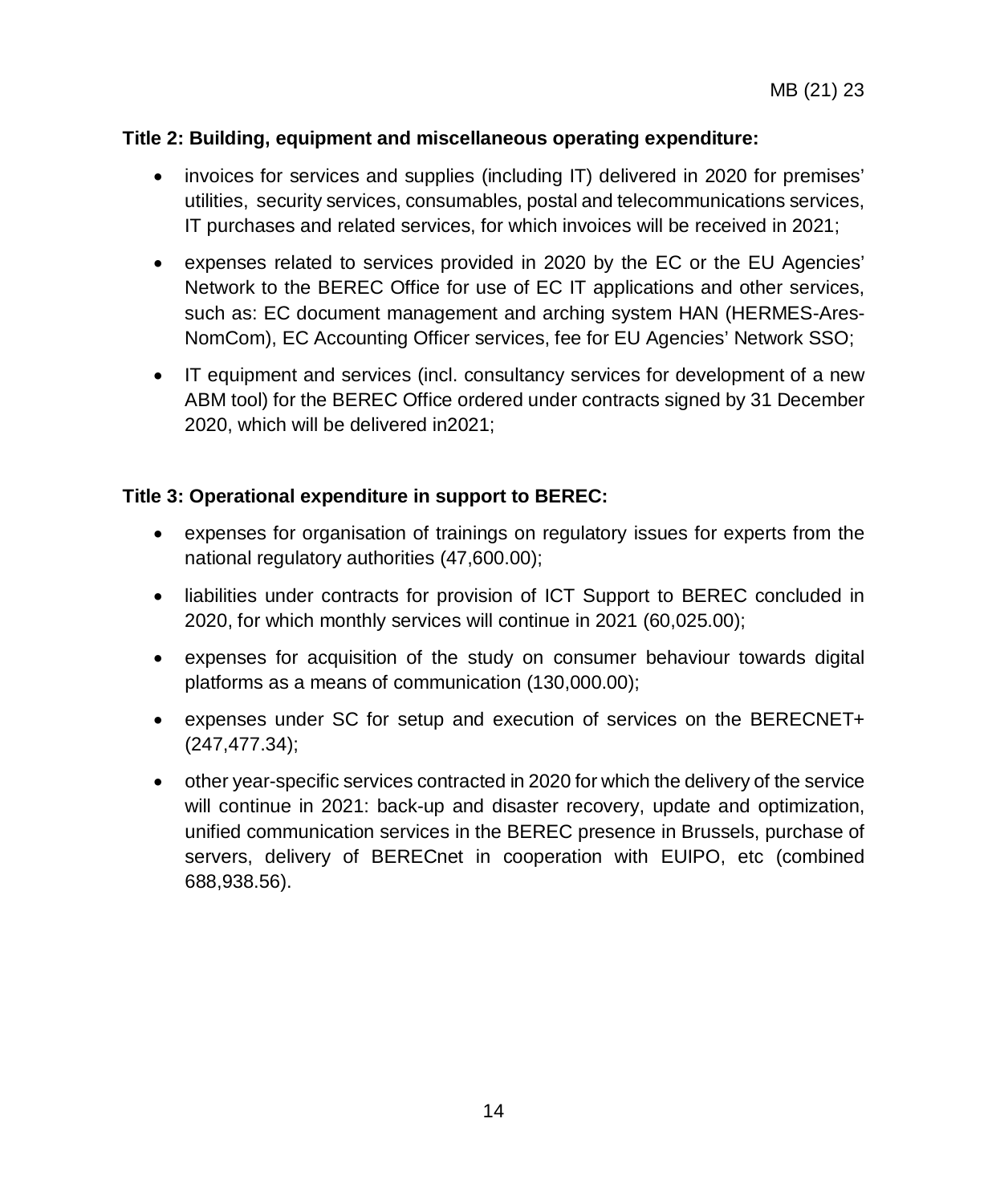**Title 2: Building, equipment and miscellaneous operating expenditure:**

- invoices for services and supplies (including IT) delivered in 2020 for premises' utilities, security services, consumables, postal and telecommunications services, IT purchases and related services, for which invoices will be received in 2021;
- expenses related to services provided in 2020 by the EC or the EU Agencies' Network to the BEREC Office for use of EC IT applications and other services, such as: EC document management and arching system HAN (HERMES-Ares-NomCom), EC Accounting Officer services, fee for EU Agencies' Network SSO;
- IT equipment and services (incl. consultancy services for development of a new ABM tool) for the BEREC Office ordered under contracts signed by 31 December 2020, which will be delivered in2021;

**Title 3: Operational expenditure in support to BEREC:**

- expenses for organisation of trainings on regulatory issues for experts from the national regulatory authorities (47,600.00);
- liabilities under contracts for provision of ICT Support to BEREC concluded in 2020, for which monthly services will continue in 2021 (60,025.00);
- expenses for acquisition of the study on consumer behaviour towards digital platforms as a means of communication (130,000.00);
- expenses under SC for setup and execution of services on the BERECNET+ (247,477.34);
- other year-specific services contracted in 2020 for which the delivery of the service will continue in 2021: back-up and disaster recovery, update and optimization, unified communication services in the BEREC presence in Brussels, purchase of servers, delivery of BERECnet in cooperation with EUIPO, etc (combined 688,938.56).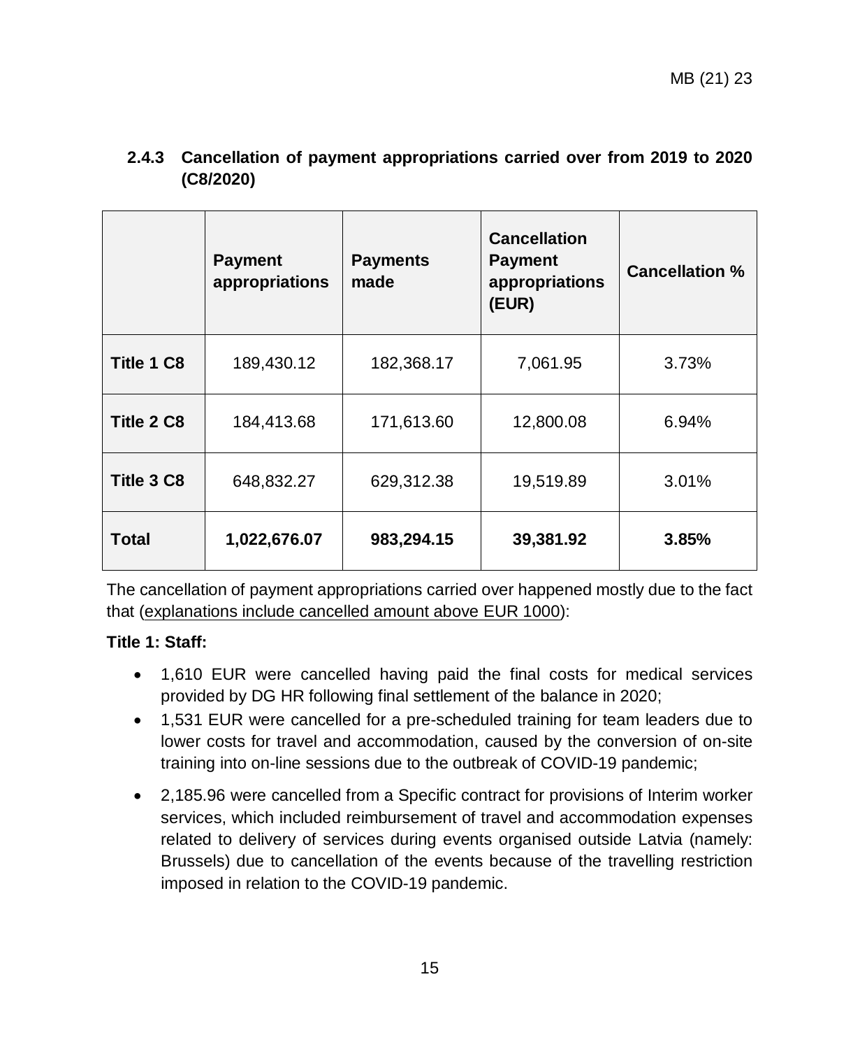### 2.4.3 Cancellation of payment appropriations carried over from 2019 to 2020 (C8/2020)

| | **Payment appropriations** | **Payments made** | **Cancellation Payment appropriations (EUR)** | **Cancellation %** |
|---|---|---|---|---|
| **Title 1 C8** | 189,430.12 | 182,368.17 | 7,061.95 | 3.73% |
| **Title 2 C8** | 184,413.68 | 171,613.60 | 12,800.08 | 6.94% |
| **Title 3 C8** | 648,832.27 | 629,312.38 | 19,519.89 | 3.01% |
| **Total** | **1,022,676.07** | **983,294.15** | **39,381.92** | **3.85%** |

The cancellation of payment appropriations carried over happened mostly due to the fact that (explanations include cancelled amount above EUR 1000):

**Title 1: Staff:**

- 1,610 EUR were cancelled having paid the final costs for medical services provided by DG HR following final settlement of the balance in 2020;
- 1,531 EUR were cancelled for a pre-scheduled training for team leaders due to lower costs for travel and accommodation, caused by the conversion of on-site training into on-line sessions due to the outbreak of COVID-19 pandemic;
- 2,185.96 were cancelled from a Specific contract for provisions of Interim worker services, which included reimbursement of travel and accommodation expenses related to delivery of services during events organised outside Latvia (namely: Brussels) due to cancellation of the events because of the travelling restriction imposed in relation to the COVID-19 pandemic.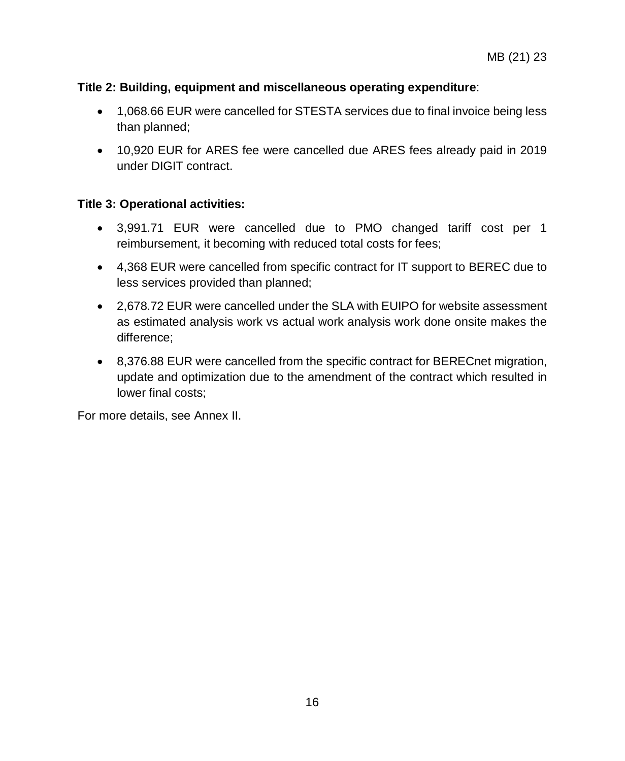**Title 2: Building, equipment and miscellaneous operating expenditure**:

- 1,068.66 EUR were cancelled for STESTA services due to final invoice being less than planned;
- 10,920 EUR for ARES fee were cancelled due ARES fees already paid in 2019 under DIGIT contract.

**Title 3: Operational activities:**

- 3,991.71 EUR were cancelled due to PMO changed tariff cost per 1 reimbursement, it becoming with reduced total costs for fees;
- 4,368 EUR were cancelled from specific contract for IT support to BEREC due to less services provided than planned;
- 2,678.72 EUR were cancelled under the SLA with EUIPO for website assessment as estimated analysis work vs actual work analysis work done onsite makes the difference;
- 8,376.88 EUR were cancelled from the specific contract for BERECnet migration, update and optimization due to the amendment of the contract which resulted in lower final costs;

For more details, see Annex II.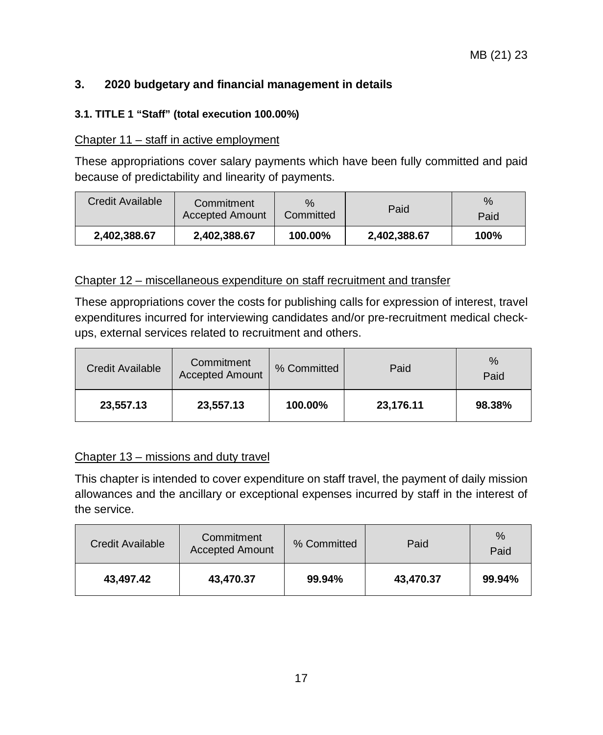## 3. 2020 budgetary and financial management in details

### 3.1. TITLE 1 "Staff" (total execution 100.00%)

<u>Chapter 11 – staff in active employment</u>

These appropriations cover salary payments which have been fully committed and paid because of predictability and linearity of payments.

| Credit Available | Commitment Accepted Amount | % Committed | Paid | % Paid |
|---|---|---|---|---|
| **2,402,388.67** | **2,402,388.67** | **100.00%** | **2,402,388.67** | **100%** |

<u>Chapter 12 – miscellaneous expenditure on staff recruitment and transfer</u>

These appropriations cover the costs for publishing calls for expression of interest, travel expenditures incurred for interviewing candidates and/or pre-recruitment medical check-ups, external services related to recruitment and others.

| Credit Available | Commitment Accepted Amount | % Committed | Paid | % Paid |
|---|---|---|---|---|
| **23,557.13** | **23,557.13** | **100.00%** | **23,176.11** | **98.38%** |

<u>Chapter 13 – missions and duty travel</u>

This chapter is intended to cover expenditure on staff travel, the payment of daily mission allowances and the ancillary or exceptional expenses incurred by staff in the interest of the service.

| Credit Available | Commitment Accepted Amount | % Committed | Paid | % Paid |
|---|---|---|---|---|
| **43,497.42** | **43,470.37** | **99.94%** | **43,470.37** | **99.94%** |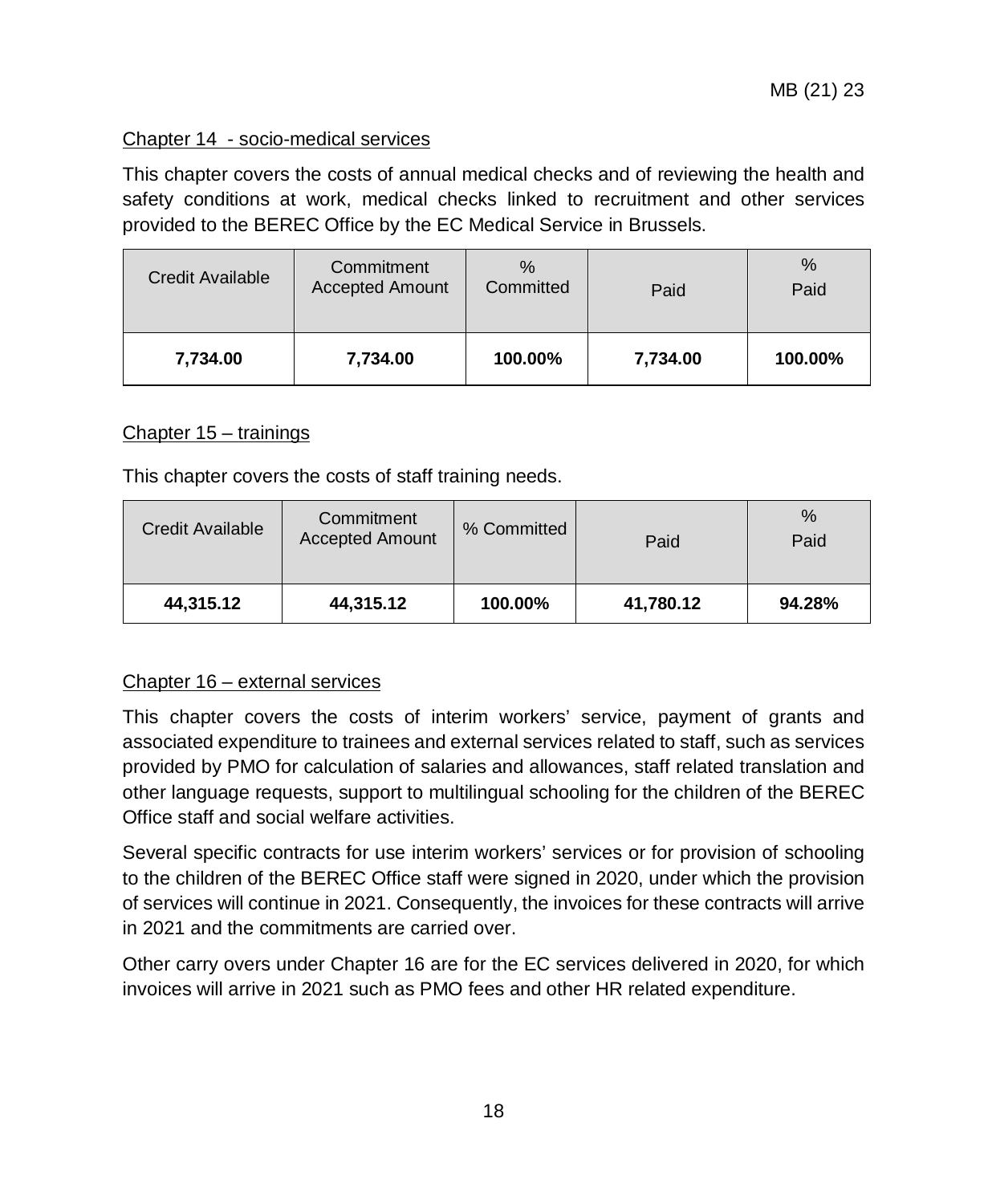Chapter 14 - socio-medical services

This chapter covers the costs of annual medical checks and of reviewing the health and safety conditions at work, medical checks linked to recruitment and other services provided to the BEREC Office by the EC Medical Service in Brussels.

| Credit Available | Commitment Accepted Amount | % Committed | Paid | % Paid |
|---|---|---|---|---|
| **7,734.00** | **7,734.00** | **100.00%** | **7,734.00** | **100.00%** |

Chapter 15 – trainings

This chapter covers the costs of staff training needs.

| Credit Available | Commitment Accepted Amount | % Committed | Paid | % Paid |
|---|---|---|---|---|
| **44,315.12** | **44,315.12** | **100.00%** | **41,780.12** | **94.28%** |

Chapter 16 – external services

This chapter covers the costs of interim workers' service, payment of grants and associated expenditure to trainees and external services related to staff, such as services provided by PMO for calculation of salaries and allowances, staff related translation and other language requests, support to multilingual schooling for the children of the BEREC Office staff and social welfare activities.

Several specific contracts for use interim workers' services or for provision of schooling to the children of the BEREC Office staff were signed in 2020, under which the provision of services will continue in 2021. Consequently, the invoices for these contracts will arrive in 2021 and the commitments are carried over.

Other carry overs under Chapter 16 are for the EC services delivered in 2020, for which invoices will arrive in 2021 such as PMO fees and other HR related expenditure.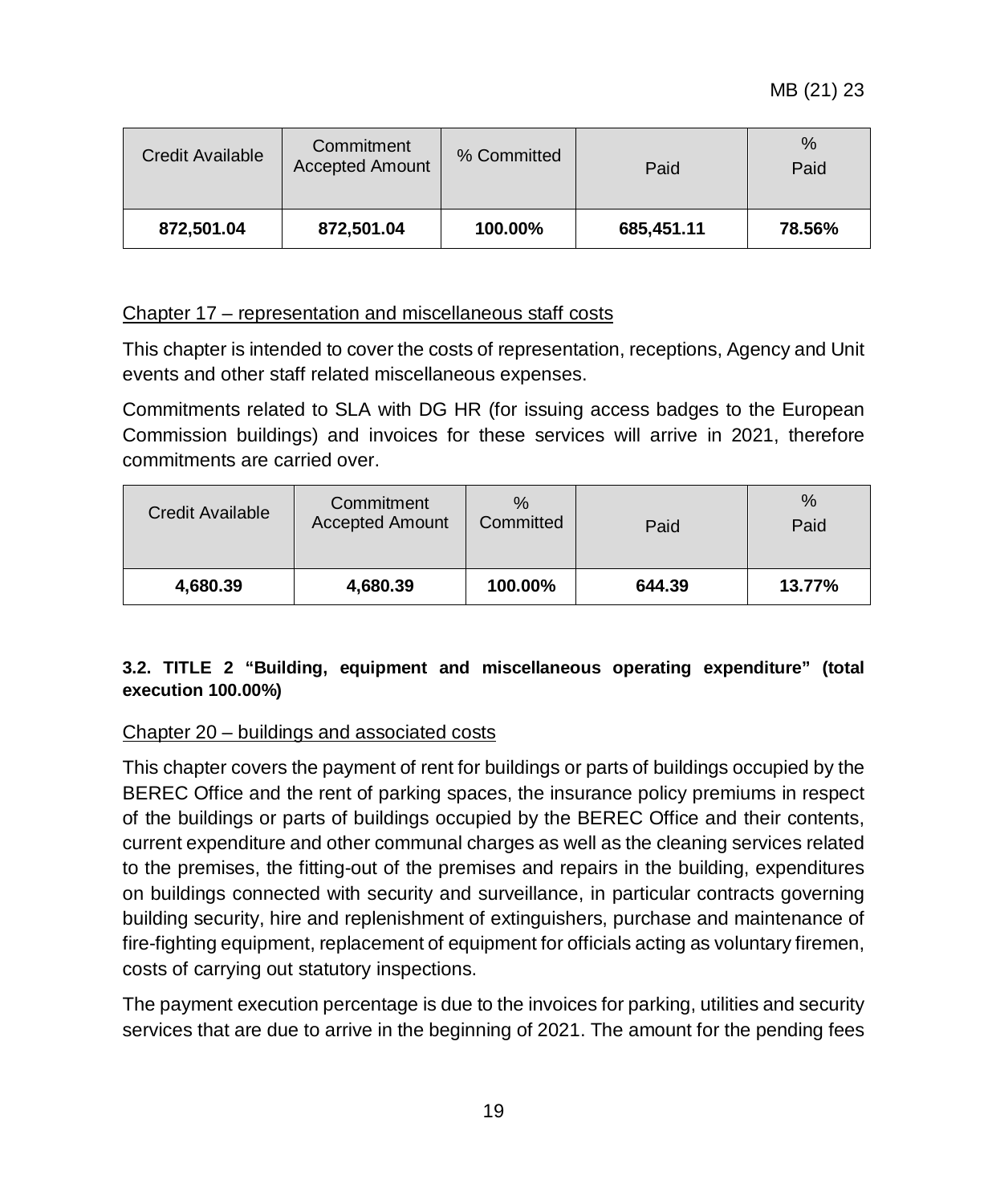| Credit Available | Commitment Accepted Amount | % Committed | Paid | % Paid |
|---|---|---|---|---|
| **872,501.04** | **872,501.04** | **100.00%** | **685,451.11** | **78.56%** |

Chapter 17 – representation and miscellaneous staff costs

This chapter is intended to cover the costs of representation, receptions, Agency and Unit events and other staff related miscellaneous expenses.

Commitments related to SLA with DG HR (for issuing access badges to the European Commission buildings) and invoices for these services will arrive in 2021, therefore commitments are carried over.

| Credit Available | Commitment Accepted Amount | % Committed | Paid | % Paid |
|---|---|---|---|---|
| **4,680.39** | **4,680.39** | **100.00%** | **644.39** | **13.77%** |

#### 3.2. TITLE 2 "Building, equipment and miscellaneous operating expenditure" (total execution 100.00%)

Chapter 20 – buildings and associated costs

This chapter covers the payment of rent for buildings or parts of buildings occupied by the BEREC Office and the rent of parking spaces, the insurance policy premiums in respect of the buildings or parts of buildings occupied by the BEREC Office and their contents, current expenditure and other communal charges as well as the cleaning services related to the premises, the fitting-out of the premises and repairs in the building, expenditures on buildings connected with security and surveillance, in particular contracts governing building security, hire and replenishment of extinguishers, purchase and maintenance of fire-fighting equipment, replacement of equipment for officials acting as voluntary firemen, costs of carrying out statutory inspections.

The payment execution percentage is due to the invoices for parking, utilities and security services that are due to arrive in the beginning of 2021. The amount for the pending fees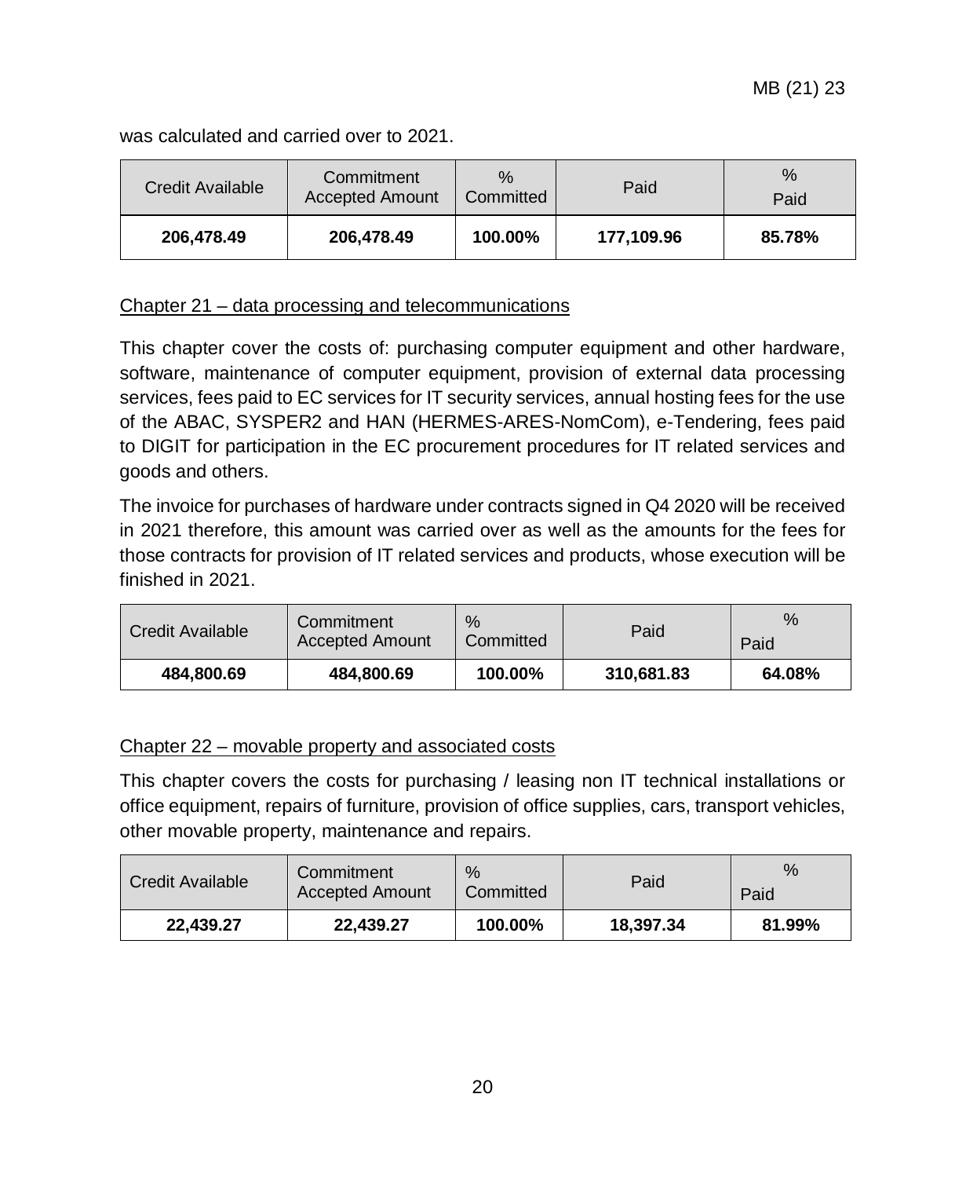was calculated and carried over to 2021.

| Credit Available | Commitment Accepted Amount | % Committed | Paid | % Paid |
|---|---|---|---|---|
| **206,478.49** | **206,478.49** | **100.00%** | **177,109.96** | **85.78%** |

Chapter 21 – data processing and telecommunications

This chapter cover the costs of: purchasing computer equipment and other hardware, software, maintenance of computer equipment, provision of external data processing services, fees paid to EC services for IT security services, annual hosting fees for the use of the ABAC, SYSPER2 and HAN (HERMES-ARES-NomCom), e-Tendering, fees paid to DIGIT for participation in the EC procurement procedures for IT related services and goods and others.

The invoice for purchases of hardware under contracts signed in Q4 2020 will be received in 2021 therefore, this amount was carried over as well as the amounts for the fees for those contracts for provision of IT related services and products, whose execution will be finished in 2021.

| Credit Available | Commitment Accepted Amount | % Committed | Paid | % Paid |
|---|---|---|---|---|
| **484,800.69** | **484,800.69** | **100.00%** | **310,681.83** | **64.08%** |

Chapter 22 – movable property and associated costs

This chapter covers the costs for purchasing / leasing non IT technical installations or office equipment, repairs of furniture, provision of office supplies, cars, transport vehicles, other movable property, maintenance and repairs.

| Credit Available | Commitment Accepted Amount | % Committed | Paid | % Paid |
|---|---|---|---|---|
| **22,439.27** | **22,439.27** | **100.00%** | **18,397.34** | **81.99%** |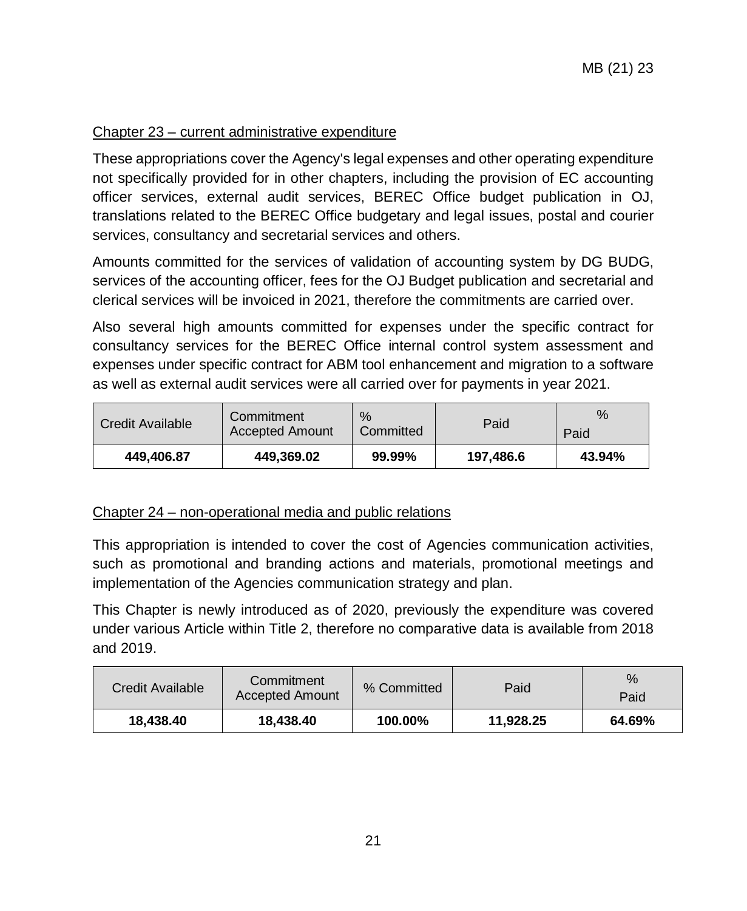Chapter 23 – current administrative expenditure

These appropriations cover the Agency's legal expenses and other operating expenditure not specifically provided for in other chapters, including the provision of EC accounting officer services, external audit services, BEREC Office budget publication in OJ, translations related to the BEREC Office budgetary and legal issues, postal and courier services, consultancy and secretarial services and others.

Amounts committed for the services of validation of accounting system by DG BUDG, services of the accounting officer, fees for the OJ Budget publication and secretarial and clerical services will be invoiced in 2021, therefore the commitments are carried over.

Also several high amounts committed for expenses under the specific contract for consultancy services for the BEREC Office internal control system assessment and expenses under specific contract for ABM tool enhancement and migration to a software as well as external audit services were all carried over for payments in year 2021.

| Credit Available | Commitment Accepted Amount | % Committed | Paid | % Paid |
|---|---|---|---|---|
| **449,406.87** | **449,369.02** | **99.99%** | **197,486.6** | **43.94%** |

Chapter 24 – non-operational media and public relations

This appropriation is intended to cover the cost of Agencies communication activities, such as promotional and branding actions and materials, promotional meetings and implementation of the Agencies communication strategy and plan.

This Chapter is newly introduced as of 2020, previously the expenditure was covered under various Article within Title 2, therefore no comparative data is available from 2018 and 2019.

| Credit Available | Commitment Accepted Amount | % Committed | Paid | % Paid |
|---|---|---|---|---|
| **18,438.40** | **18,438.40** | **100.00%** | **11,928.25** | **64.69%** |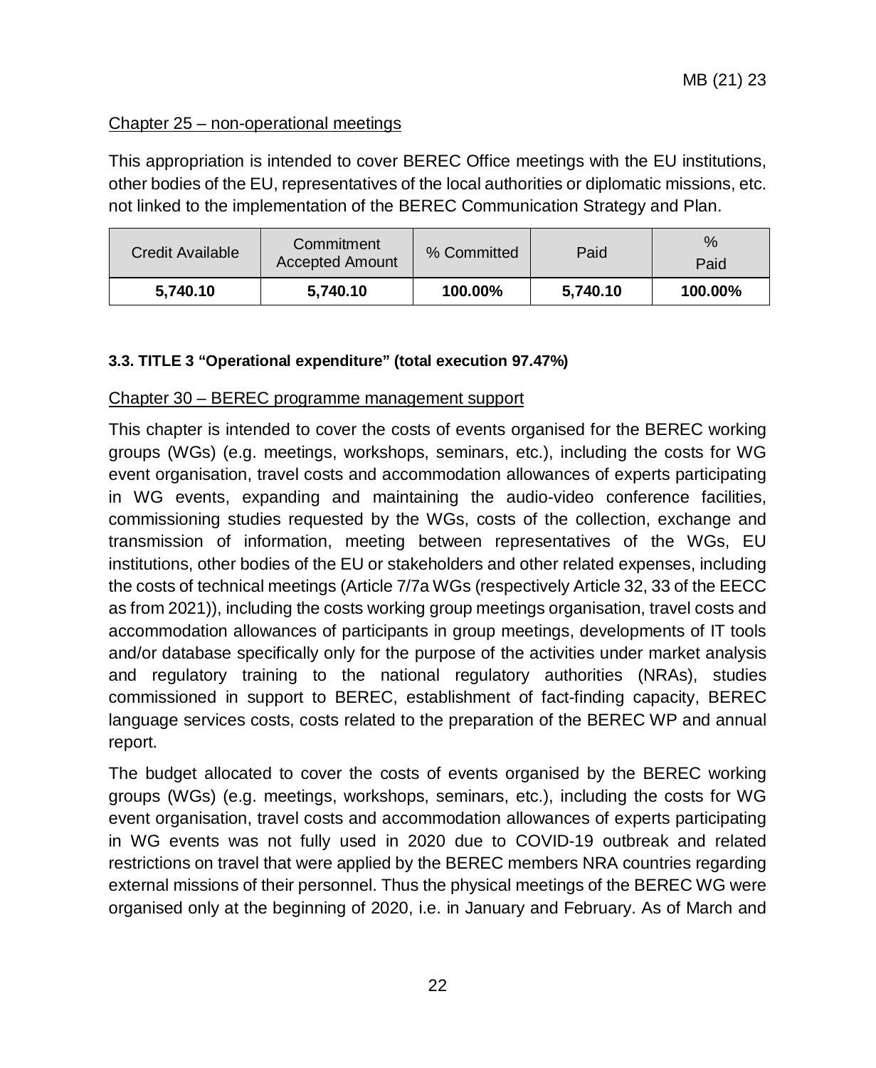Chapter 25 – non-operational meetings

This appropriation is intended to cover BEREC Office meetings with the EU institutions, other bodies of the EU, representatives of the local authorities or diplomatic missions, etc. not linked to the implementation of the BEREC Communication Strategy and Plan.

| Credit Available | Commitment Accepted Amount | % Committed | Paid | % Paid |
|---|---|---|---|---|
| **5,740.10** | **5,740.10** | **100.00%** | **5,740.10** | **100.00%** |

### 3.3. TITLE 3 "Operational expenditure" (total execution 97.47%)

Chapter 30 – BEREC programme management support

This chapter is intended to cover the costs of events organised for the BEREC working groups (WGs) (e.g. meetings, workshops, seminars, etc.), including the costs for WG event organisation, travel costs and accommodation allowances of experts participating in WG events, expanding and maintaining the audio-video conference facilities, commissioning studies requested by the WGs, costs of the collection, exchange and transmission of information, meeting between representatives of the WGs, EU institutions, other bodies of the EU or stakeholders and other related expenses, including the costs of technical meetings (Article 7/7a WGs (respectively Article 32, 33 of the EECC as from 2021)), including the costs working group meetings organisation, travel costs and accommodation allowances of participants in group meetings, developments of IT tools and/or database specifically only for the purpose of the activities under market analysis and regulatory training to the national regulatory authorities (NRAs), studies commissioned in support to BEREC, establishment of fact-finding capacity, BEREC language services costs, costs related to the preparation of the BEREC WP and annual report.

The budget allocated to cover the costs of events organised by the BEREC working groups (WGs) (e.g. meetings, workshops, seminars, etc.), including the costs for WG event organisation, travel costs and accommodation allowances of experts participating in WG events was not fully used in 2020 due to COVID-19 outbreak and related restrictions on travel that were applied by the BEREC members NRA countries regarding external missions of their personnel. Thus the physical meetings of the BEREC WG were organised only at the beginning of 2020, i.e. in January and February. As of March and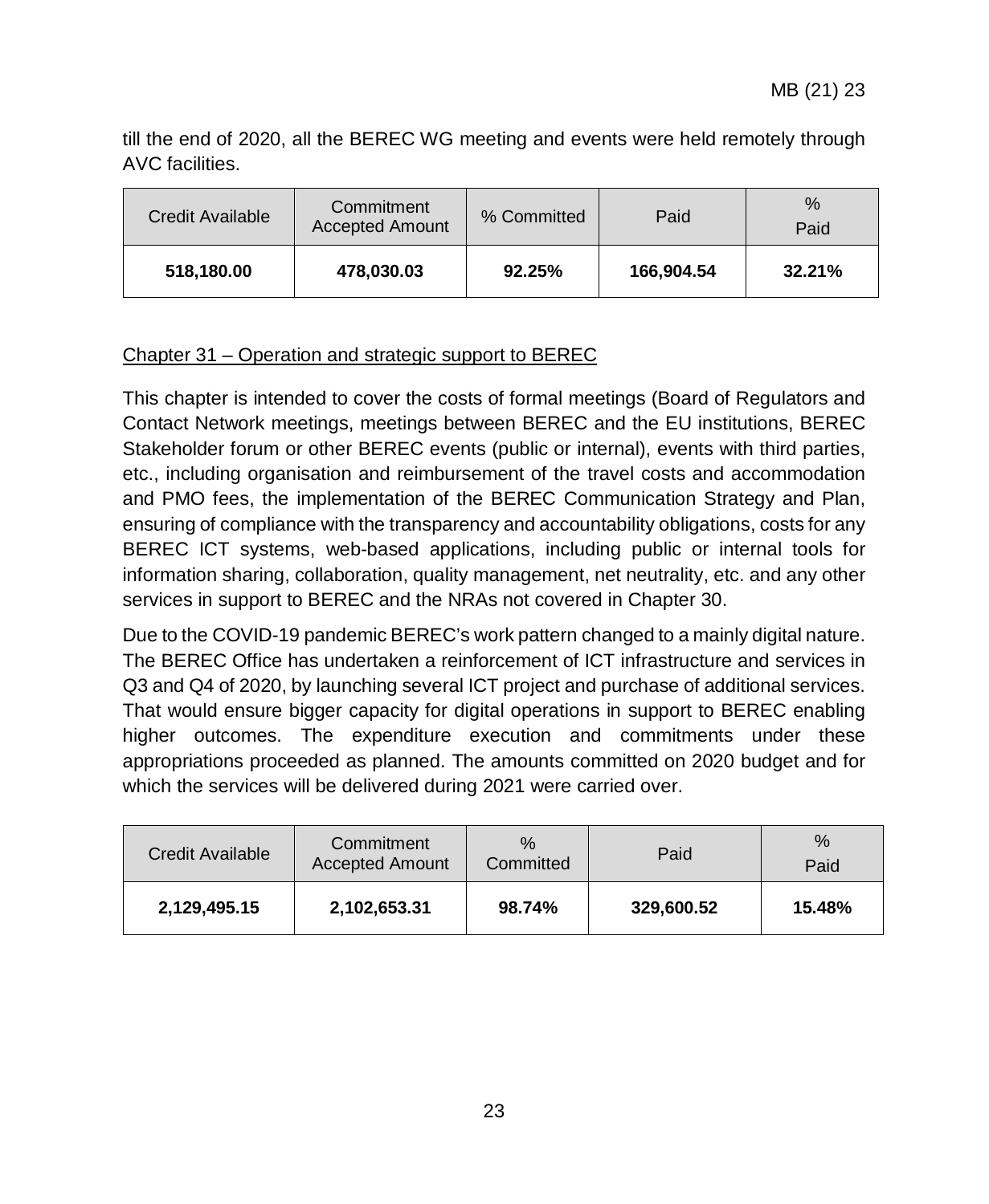till the end of 2020, all the BEREC WG meeting and events were held remotely through AVC facilities.

| Credit Available | Commitment Accepted Amount | % Committed | Paid | % Paid |
|---|---|---|---|---|
| **518,180.00** | **478,030.03** | **92.25%** | **166,904.54** | **32.21%** |

Chapter 31 – Operation and strategic support to BEREC

This chapter is intended to cover the costs of formal meetings (Board of Regulators and Contact Network meetings, meetings between BEREC and the EU institutions, BEREC Stakeholder forum or other BEREC events (public or internal), events with third parties, etc., including organisation and reimbursement of the travel costs and accommodation and PMO fees, the implementation of the BEREC Communication Strategy and Plan, ensuring of compliance with the transparency and accountability obligations, costs for any BEREC ICT systems, web-based applications, including public or internal tools for information sharing, collaboration, quality management, net neutrality, etc. and any other services in support to BEREC and the NRAs not covered in Chapter 30.

Due to the COVID-19 pandemic BEREC's work pattern changed to a mainly digital nature. The BEREC Office has undertaken a reinforcement of ICT infrastructure and services in Q3 and Q4 of 2020, by launching several ICT project and purchase of additional services. That would ensure bigger capacity for digital operations in support to BEREC enabling higher outcomes. The expenditure execution and commitments under these appropriations proceeded as planned. The amounts committed on 2020 budget and for which the services will be delivered during 2021 were carried over.

| Credit Available | Commitment Accepted Amount | % Committed | Paid | % Paid |
|---|---|---|---|---|
| **2,129,495.15** | **2,102,653.31** | **98.74%** | **329,600.52** | **15.48%** |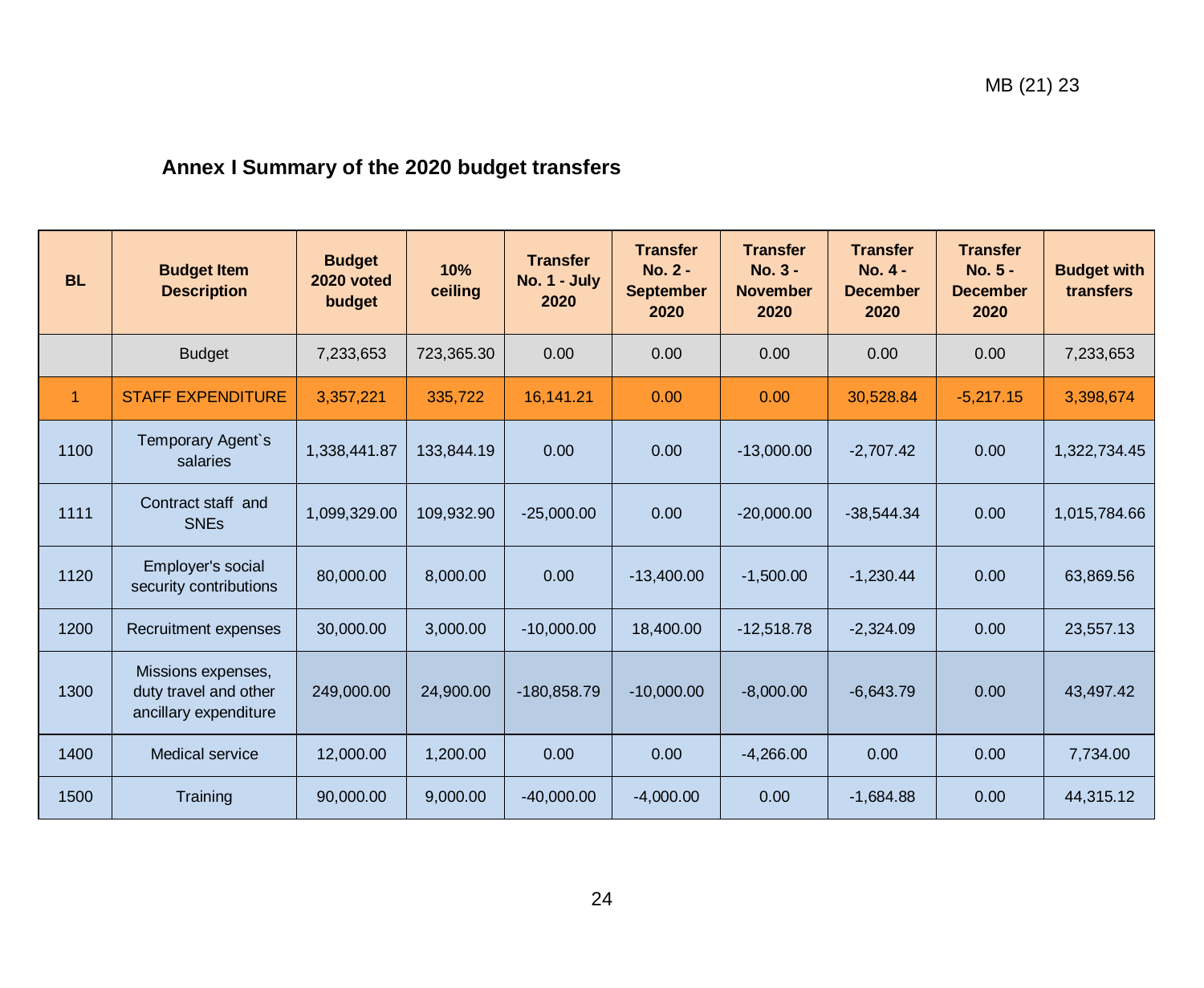## Annex I Summary of the 2020 budget transfers

| BL | Budget Item Description | Budget 2020 voted budget | 10% ceiling | Transfer No. 1 - July 2020 | Transfer No. 2 - September 2020 | Transfer No. 3 - November 2020 | Transfer No. 4 - December 2020 | Transfer No. 5 - December 2020 | Budget with transfers |
|---|---|---|---|---|---|---|---|---|---|
| | Budget | 7,233,653 | 723,365.30 | 0.00 | 0.00 | 0.00 | 0.00 | 0.00 | 7,233,653 |
| 1 | STAFF EXPENDITURE | 3,357,221 | 335,722 | 16,141.21 | 0.00 | 0.00 | 30,528.84 | -5,217.15 | 3,398,674 |
| 1100 | Temporary Agent`s salaries | 1,338,441.87 | 133,844.19 | 0.00 | 0.00 | -13,000.00 | -2,707.42 | 0.00 | 1,322,734.45 |
| 1111 | Contract staff and SNEs | 1,099,329.00 | 109,932.90 | -25,000.00 | 0.00 | -20,000.00 | -38,544.34 | 0.00 | 1,015,784.66 |
| 1120 | Employer's social security contributions | 80,000.00 | 8,000.00 | 0.00 | -13,400.00 | -1,500.00 | -1,230.44 | 0.00 | 63,869.56 |
| 1200 | Recruitment expenses | 30,000.00 | 3,000.00 | -10,000.00 | 18,400.00 | -12,518.78 | -2,324.09 | 0.00 | 23,557.13 |
| 1300 | Missions expenses, duty travel and other ancillary expenditure | 249,000.00 | 24,900.00 | -180,858.79 | -10,000.00 | -8,000.00 | -6,643.79 | 0.00 | 43,497.42 |
| 1400 | Medical service | 12,000.00 | 1,200.00 | 0.00 | 0.00 | -4,266.00 | 0.00 | 0.00 | 7,734.00 |
| 1500 | Training | 90,000.00 | 9,000.00 | -40,000.00 | -4,000.00 | 0.00 | -1,684.88 | 0.00 | 44,315.12 |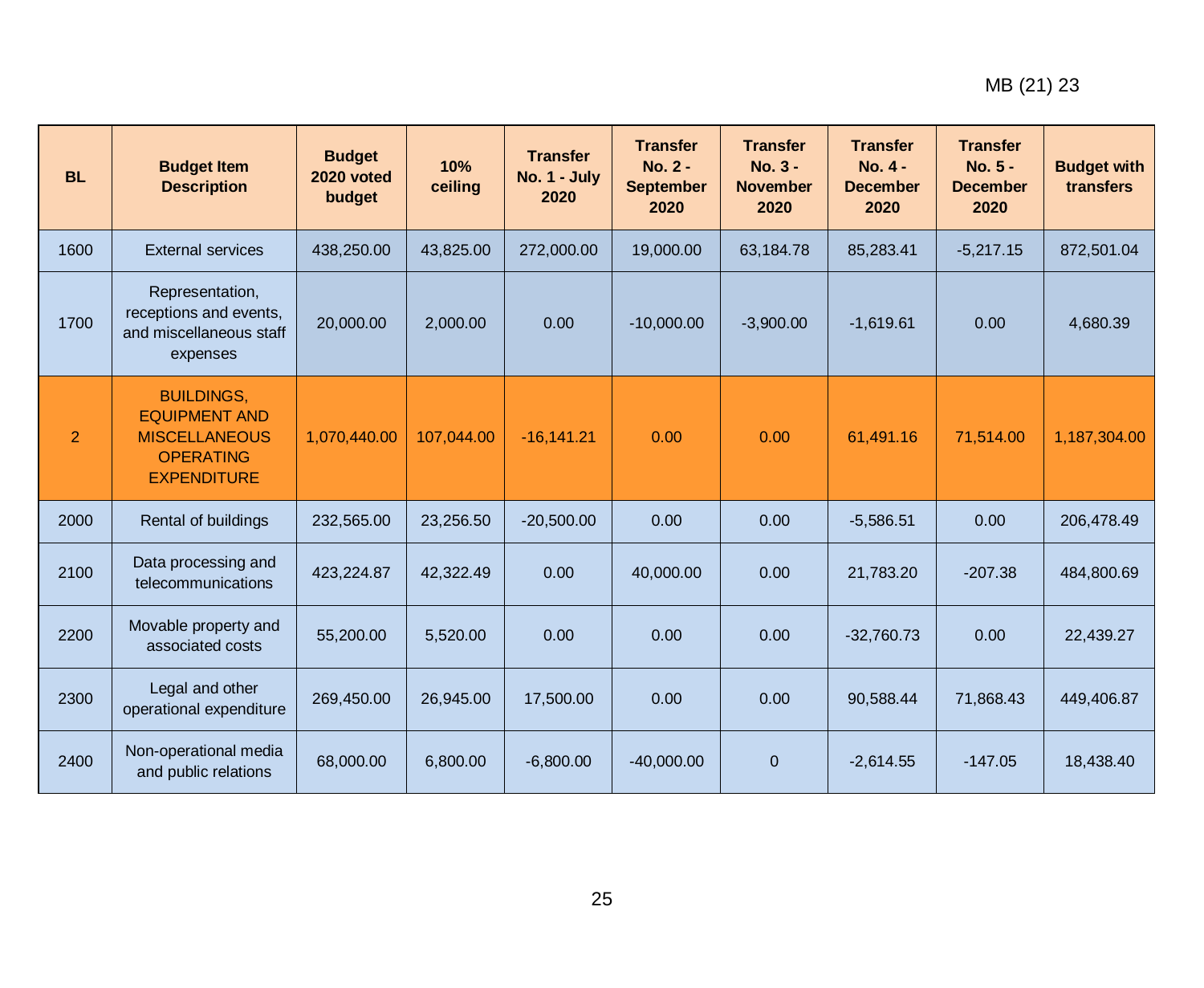| BL | Budget Item Description | Budget 2020 voted budget | 10% ceiling | Transfer No. 1 - July 2020 | Transfer No. 2 - September 2020 | Transfer No. 3 - November 2020 | Transfer No. 4 - December 2020 | Transfer No. 5 - December 2020 | Budget with transfers |
|---|---|---|---|---|---|---|---|---|---|
| 1600 | External services | 438,250.00 | 43,825.00 | 272,000.00 | 19,000.00 | 63,184.78 | 85,283.41 | -5,217.15 | 872,501.04 |
| 1700 | Representation, receptions and events, and miscellaneous staff expenses | 20,000.00 | 2,000.00 | 0.00 | -10,000.00 | -3,900.00 | -1,619.61 | 0.00 | 4,680.39 |
| 2 | BUILDINGS, EQUIPMENT AND MISCELLANEOUS OPERATING EXPENDITURE | 1,070,440.00 | 107,044.00 | -16,141.21 | 0.00 | 0.00 | 61,491.16 | 71,514.00 | 1,187,304.00 |
| 2000 | Rental of buildings | 232,565.00 | 23,256.50 | -20,500.00 | 0.00 | 0.00 | -5,586.51 | 0.00 | 206,478.49 |
| 2100 | Data processing and telecommunications | 423,224.87 | 42,322.49 | 0.00 | 40,000.00 | 0.00 | 21,783.20 | -207.38 | 484,800.69 |
| 2200 | Movable property and associated costs | 55,200.00 | 5,520.00 | 0.00 | 0.00 | 0.00 | -32,760.73 | 0.00 | 22,439.27 |
| 2300 | Legal and other operational expenditure | 269,450.00 | 26,945.00 | 17,500.00 | 0.00 | 0.00 | 90,588.44 | 71,868.43 | 449,406.87 |
| 2400 | Non-operational media and public relations | 68,000.00 | 6,800.00 | -6,800.00 | -40,000.00 | 0 | -2,614.55 | -147.05 | 18,438.40 |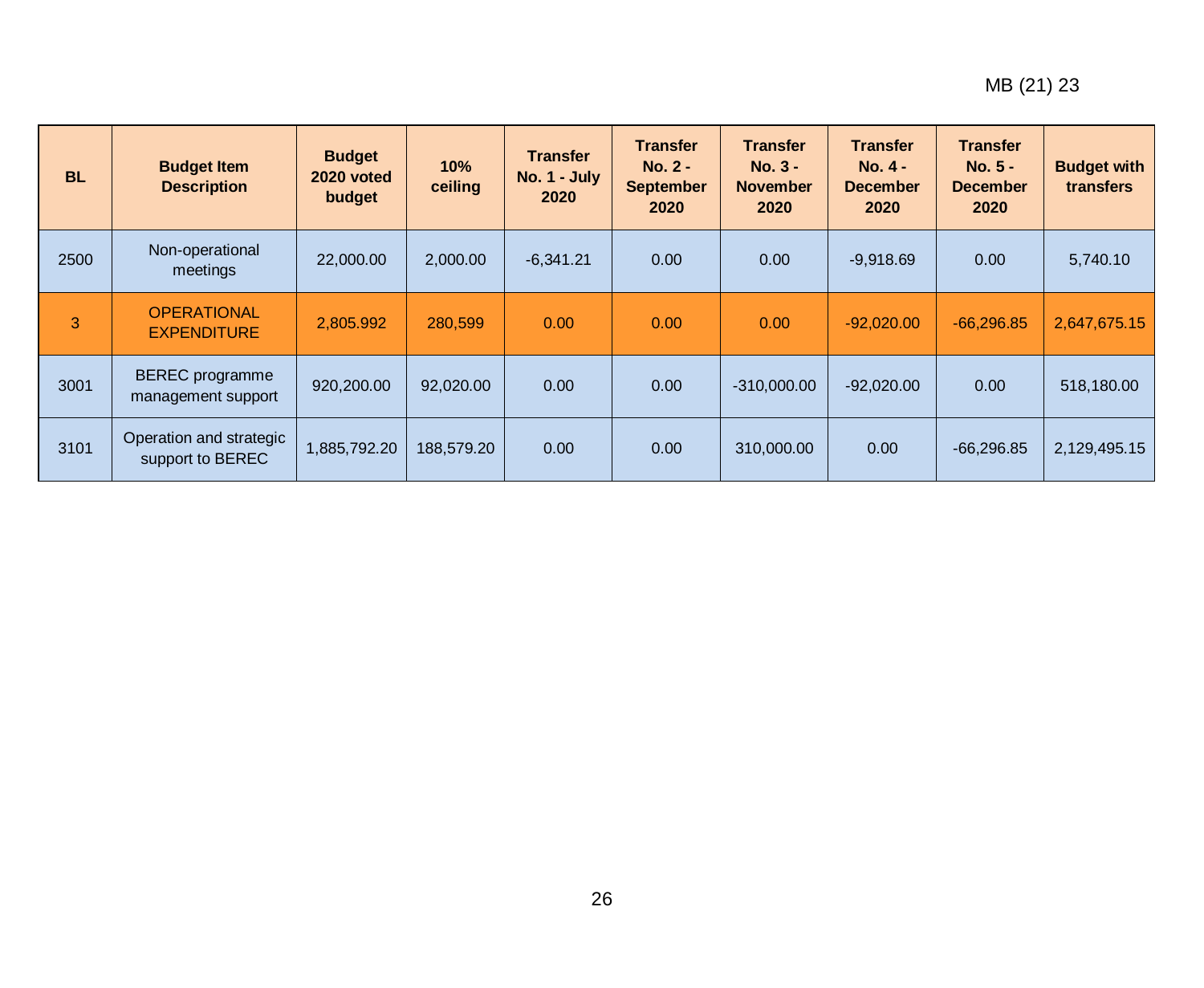| BL | Budget Item Description | Budget 2020 voted budget | 10% ceiling | Transfer No. 1 - July 2020 | Transfer No. 2 - September 2020 | Transfer No. 3 - November 2020 | Transfer No. 4 - December 2020 | Transfer No. 5 - December 2020 | Budget with transfers |
|---|---|---|---|---|---|---|---|---|---|
| 2500 | Non-operational meetings | 22,000.00 | 2,000.00 | -6,341.21 | 0.00 | 0.00 | -9,918.69 | 0.00 | 5,740.10 |
| 3 | OPERATIONAL EXPENDITURE | 2,805.992 | 280,599 | 0.00 | 0.00 | 0.00 | -92,020.00 | -66,296.85 | 2,647,675.15 |
| 3001 | BEREC programme management support | 920,200.00 | 92,020.00 | 0.00 | 0.00 | -310,000.00 | -92,020.00 | 0.00 | 518,180.00 |
| 3101 | Operation and strategic support to BEREC | 1,885,792.20 | 188,579.20 | 0.00 | 0.00 | 310,000.00 | 0.00 | -66,296.85 | 2,129,495.15 |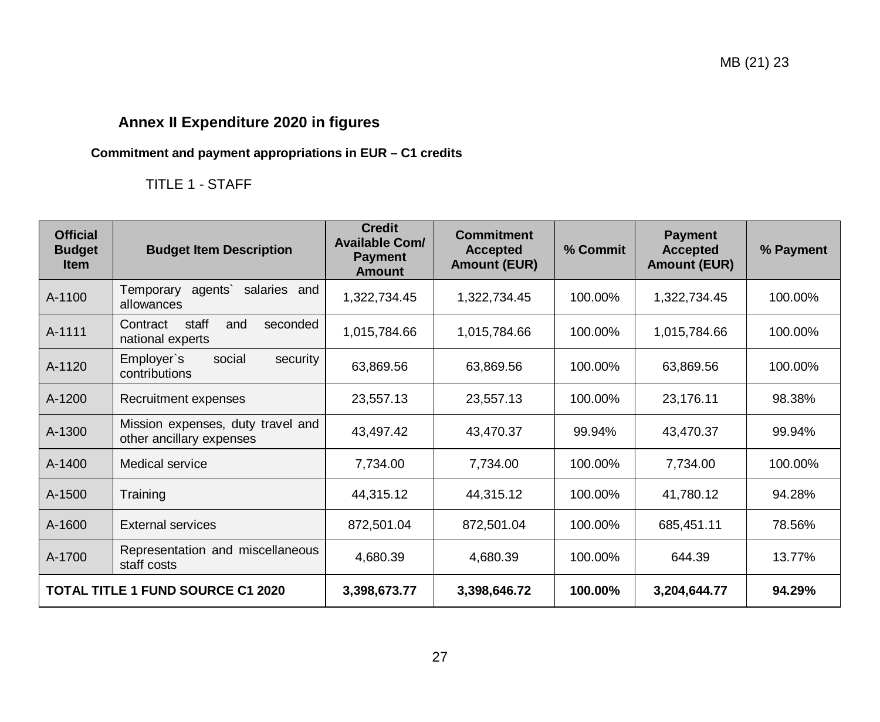## Annex II Expenditure 2020 in figures

**Commitment and payment appropriations in EUR – C1 credits**

TITLE 1 - STAFF

| Official Budget Item | Budget Item Description | Credit Available Com/ Payment Amount | Commitment Accepted Amount (EUR) | % Commit | Payment Accepted Amount (EUR) | % Payment |
|---|---|---|---|---|---|---|
| A-1100 | Temporary agents` salaries and allowances | 1,322,734.45 | 1,322,734.45 | 100.00% | 1,322,734.45 | 100.00% |
| A-1111 | Contract staff and seconded national experts | 1,015,784.66 | 1,015,784.66 | 100.00% | 1,015,784.66 | 100.00% |
| A-1120 | Employer`s social security contributions | 63,869.56 | 63,869.56 | 100.00% | 63,869.56 | 100.00% |
| A-1200 | Recruitment expenses | 23,557.13 | 23,557.13 | 100.00% | 23,176.11 | 98.38% |
| A-1300 | Mission expenses, duty travel and other ancillary expenses | 43,497.42 | 43,470.37 | 99.94% | 43,470.37 | 99.94% |
| A-1400 | Medical service | 7,734.00 | 7,734.00 | 100.00% | 7,734.00 | 100.00% |
| A-1500 | Training | 44,315.12 | 44,315.12 | 100.00% | 41,780.12 | 94.28% |
| A-1600 | External services | 872,501.04 | 872,501.04 | 100.00% | 685,451.11 | 78.56% |
| A-1700 | Representation and miscellaneous staff costs | 4,680.39 | 4,680.39 | 100.00% | 644.39 | 13.77% |
| **TOTAL TITLE 1 FUND SOURCE C1 2020** | | **3,398,673.77** | **3,398,646.72** | **100.00%** | **3,204,644.77** | **94.29%** |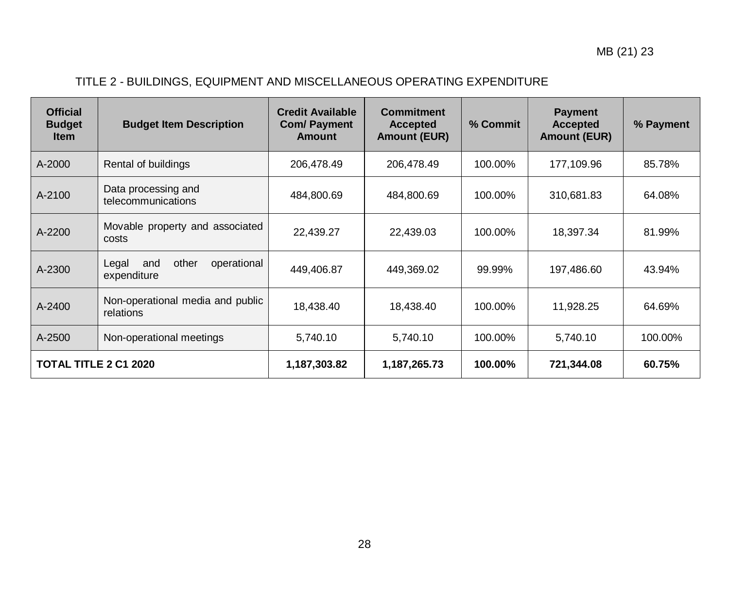TITLE 2 - BUILDINGS, EQUIPMENT AND MISCELLANEOUS OPERATING EXPENDITURE

| Official Budget Item | Budget Item Description | Credit Available Com/ Payment Amount | Commitment Accepted Amount (EUR) | % Commit | Payment Accepted Amount (EUR) | % Payment |
|---|---|---|---|---|---|---|
| A-2000 | Rental of buildings | 206,478.49 | 206,478.49 | 100.00% | 177,109.96 | 85.78% |
| A-2100 | Data processing and telecommunications | 484,800.69 | 484,800.69 | 100.00% | 310,681.83 | 64.08% |
| A-2200 | Movable property and associated costs | 22,439.27 | 22,439.03 | 100.00% | 18,397.34 | 81.99% |
| A-2300 | Legal and other operational expenditure | 449,406.87 | 449,369.02 | 99.99% | 197,486.60 | 43.94% |
| A-2400 | Non-operational media and public relations | 18,438.40 | 18,438.40 | 100.00% | 11,928.25 | 64.69% |
| A-2500 | Non-operational meetings | 5,740.10 | 5,740.10 | 100.00% | 5,740.10 | 100.00% |
| **TOTAL TITLE 2 C1 2020** | | **1,187,303.82** | **1,187,265.73** | **100.00%** | **721,344.08** | **60.75%** |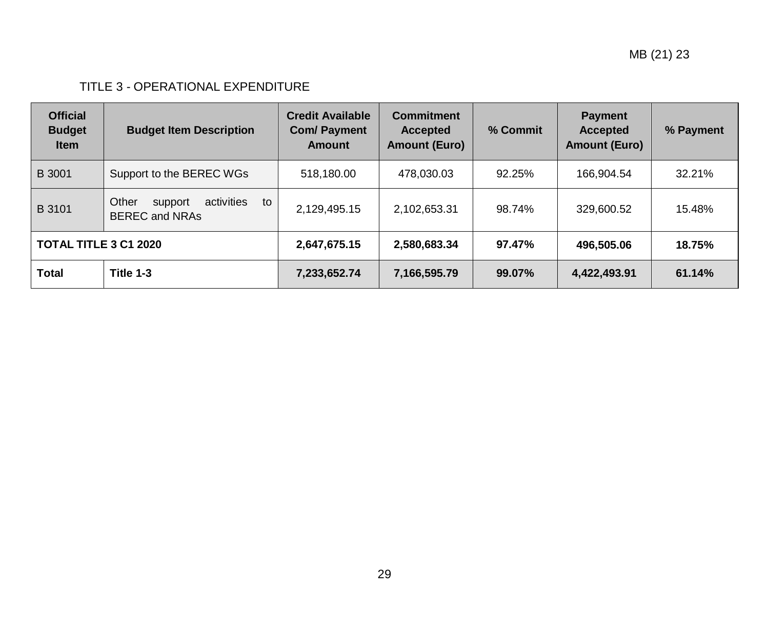TITLE 3 - OPERATIONAL EXPENDITURE

| Official Budget Item | Budget Item Description | Credit Available Com/ Payment Amount | Commitment Accepted Amount (Euro) | % Commit | Payment Accepted Amount (Euro) | % Payment |
| --- | --- | --- | --- | --- | --- | --- |
| B 3001 | Support to the BEREC WGs | 518,180.00 | 478,030.03 | 92.25% | 166,904.54 | 32.21% |
| B 3101 | Other support activities to BEREC and NRAs | 2,129,495.15 | 2,102,653.31 | 98.74% | 329,600.52 | 15.48% |
| **TOTAL TITLE 3 C1 2020** | | **2,647,675.15** | **2,580,683.34** | **97.47%** | **496,505.06** | **18.75%** |
| **Total** | **Title 1-3** | **7,233,652.74** | **7,166,595.79** | **99.07%** | **4,422,493.91** | **61.14%** |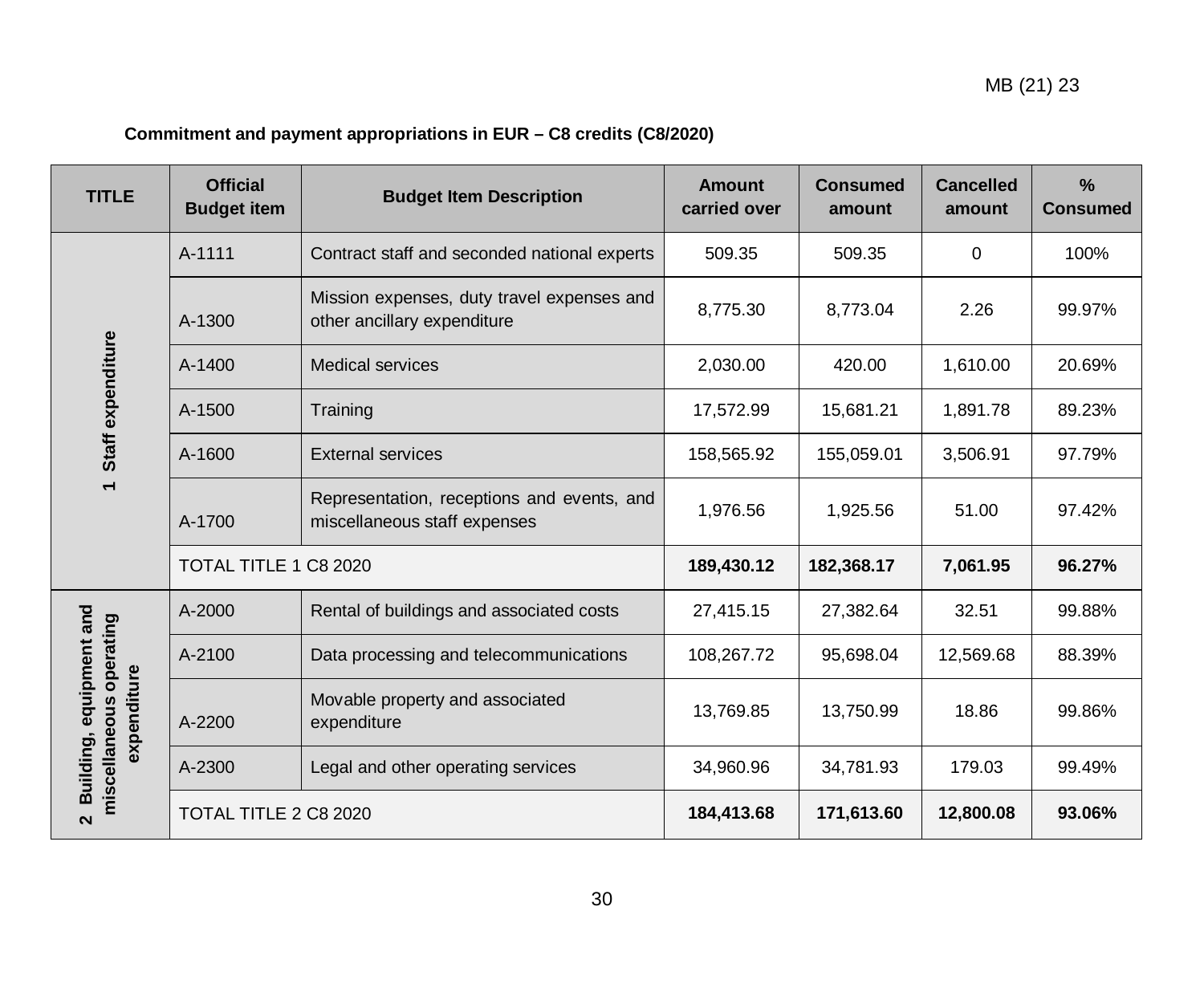**Commitment and payment appropriations in EUR – C8 credits (C8/2020)**

| TITLE | Official Budget item | Budget Item Description | Amount carried over | Consumed amount | Cancelled amount | % Consumed |
|---|---|---|---|---|---|---|
| 1 Staff expenditure | A-1111 | Contract staff and seconded national experts | 509.35 | 509.35 | 0 | 100% |
| | A-1300 | Mission expenses, duty travel expenses and other ancillary expenditure | 8,775.30 | 8,773.04 | 2.26 | 99.97% |
| | A-1400 | Medical services | 2,030.00 | 420.00 | 1,610.00 | 20.69% |
| | A-1500 | Training | 17,572.99 | 15,681.21 | 1,891.78 | 89.23% |
| | A-1600 | External services | 158,565.92 | 155,059.01 | 3,506.91 | 97.79% |
| | A-1700 | Representation, receptions and events, and miscellaneous staff expenses | 1,976.56 | 1,925.56 | 51.00 | 97.42% |
| | TOTAL TITLE 1 C8 2020 | | **189,430.12** | **182,368.17** | **7,061.95** | **96.27%** |
| 2 Building, equipment and miscellaneous operating expenditure | A-2000 | Rental of buildings and associated costs | 27,415.15 | 27,382.64 | 32.51 | 99.88% |
| | A-2100 | Data processing and telecommunications | 108,267.72 | 95,698.04 | 12,569.68 | 88.39% |
| | A-2200 | Movable property and associated expenditure | 13,769.85 | 13,750.99 | 18.86 | 99.86% |
| | A-2300 | Legal and other operating services | 34,960.96 | 34,781.93 | 179.03 | 99.49% |
| | TOTAL TITLE 2 C8 2020 | | **184,413.68** | **171,613.60** | **12,800.08** | **93.06%** |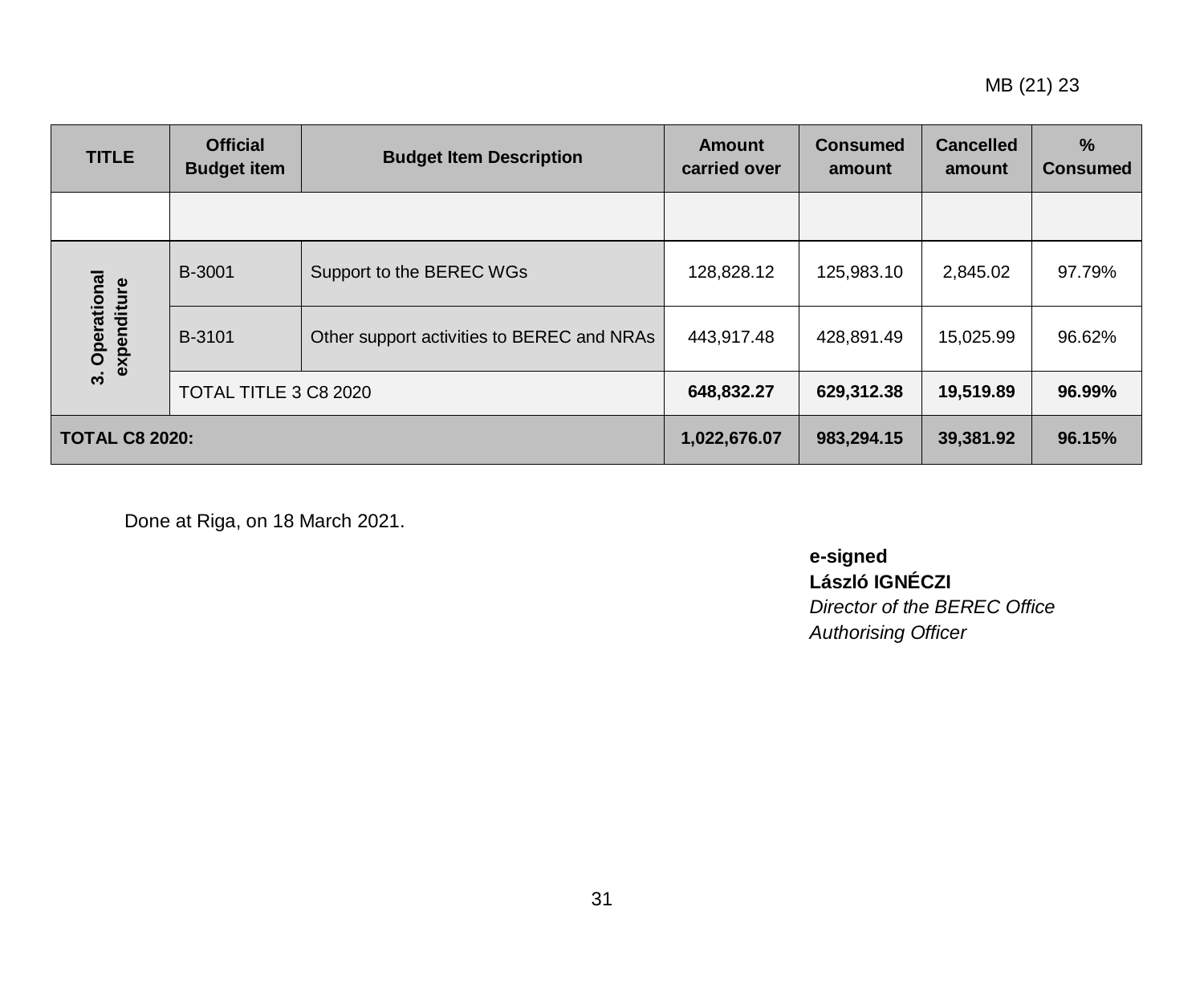| TITLE | Official Budget item | Budget Item Description | Amount carried over | Consumed amount | Cancelled amount | % Consumed |
|---|---|---|---|---|---|---|
| | | | | | | |
| 3. Operational expenditure | B-3001 | Support to the BEREC WGs | 128,828.12 | 125,983.10 | 2,845.02 | 97.79% |
| | B-3101 | Other support activities to BEREC and NRAs | 443,917.48 | 428,891.49 | 15,025.99 | 96.62% |
| | TOTAL TITLE 3 C8 2020 | | **648,832.27** | **629,312.38** | **19,519.89** | **96.99%** |
| **TOTAL C8 2020:** | | | **1,022,676.07** | **983,294.15** | **39,381.92** | **96.15%** |

Done at Riga, on 18 March 2021.

**e-signed**
**László IGNÉCZI**
*Director of the BEREC Office*
*Authorising Officer*